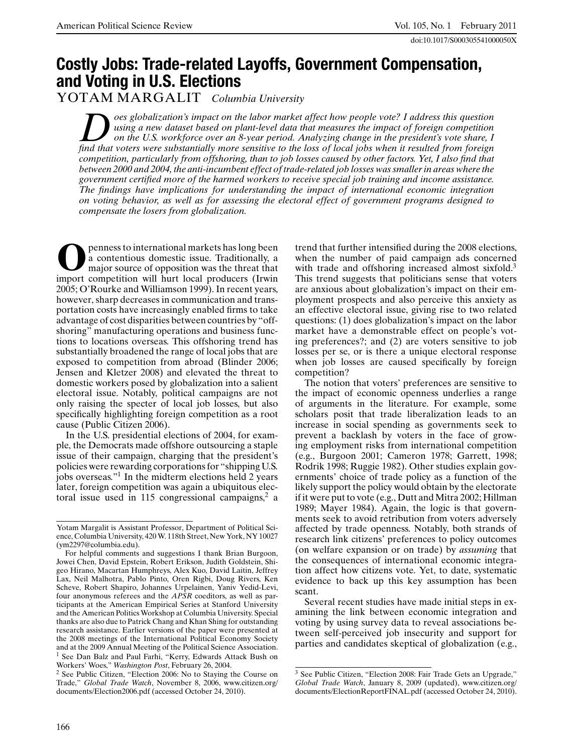# Costly Jobs: Trade-related Layoffs, Government Compensation, and Voting in U.S. Elections

YOTAM MARGALIT *Columbia University*

*Does globalization's impact on the labor market affect how people vote? I address this question using a new dataset based on plant-level data that measures the impact of foreign competition on the U.S. workforce over an 8-year period. Analyzing change in the president's vote share, I find that voters were substantially more sensitive to the loss of local jobs when it resulted from foreign competition, particularly from offshoring, than to job losses caused by other factors. Yet, I also find that between 2000 and 2004, the anti-incumbent effect of trade-related job losses was smaller in areas where the government certified more of the harmed workers to receive special job training and income assistance. The findings have implications for understanding the impact of international economic integration on voting behavior, as well as for assessing the electoral effect of government programs designed to compensate the losers from globalization.*

Openness to international markets has long been a contentious domestic issue. Traditionally, a major source of opposition was the threat that import competition will hurt local producers (Irwin 2005; O'Rourke and Williamson 1999). In recent years, however, sharp decreases in communication and transportation costs have increasingly enabled firms to take advantage of cost disparities between countries by "offshoring" manufacturing operations and business functions to locations overseas. This offshoring trend has substantially broadened the range of local jobs that are exposed to competition from abroad (Blinder 2006; Jensen and Kletzer 2008) and elevated the threat to domestic workers posed by globalization into a salient electoral issue. Notably, political campaigns are not only raising the specter of local job losses, but also specifically highlighting foreign competition as a root cause (Public Citizen 2006).

In the U.S. presidential elections of 2004, for example, the Democrats made offshore outsourcing a staple issue of their campaign, charging that the president's policies were rewarding corporations for "shipping U.S. jobs overseas."[1] In the midterm elections held 2 years later, foreign competition was again a ubiquitous electoral issue used in 115 congressional campaigns,[2] a trend that further intensified during the 2008 elections, when the number of paid campaign ads concerned with trade and offshoring increased almost sixfold.[3] This trend suggests that politicians sense that voters are anxious about globalization's impact on their employment prospects and also perceive this anxiety as an effective electoral issue, giving rise to two related questions: (1) does globalization's impact on the labor market have a demonstrable effect on people's voting preferences?; and (2) are voters sensitive to job losses per se, or is there a unique electoral response when job losses are caused specifically by foreign competition?

The notion that voters' preferences are sensitive to the impact of economic openness underlies a range of arguments in the literature. For example, some scholars posit that trade liberalization leads to an increase in social spending as governments seek to prevent a backlash by voters in the face of growing employment risks from international competition (e.g., Burgoon 2001; Cameron 1978; Garrett, 1998; Rodrik 1998; Ruggie 1982). Other studies explain governments' choice of trade policy as a function of the likely support the policy would obtain by the electorate if it were put to vote (e.g., Dutt and Mitra 2002; Hillman 1989; Mayer 1984). Again, the logic is that governments seek to avoid retribution from voters adversely affected by trade openness. Notably, both strands of research link citizens' preferences to policy outcomes (on welfare expansion or on trade) by *assuming* that the consequences of international economic integration affect how citizens vote. Yet, to date, systematic evidence to back up this key assumption has been scant.

Several recent studies have made initial steps in examining the link between economic integration and voting by using survey data to reveal associations between self-perceived job insecurity and support for parties and candidates skeptical of globalization (e.g.,

---

Yotam Margalit is Assistant Professor, Department of Political Science, Columbia University, 420 W. 118th Street, New York, NY 10027 (ym2297@columbia.edu).

For helpful comments and suggestions I thank Brian Burgoon, Jowei Chen, David Epstein, Robert Erikson, Judith Goldstein, Shigeo Hirano, Macartan Humphreys, Alex Kuo, David Laitin, Jeffrey Lax, Neil Malhotra, Pablo Pinto, Oren Rigbi, Doug Rivers, Ken Scheve, Robert Shapiro, Johannes Urpelainen, Yaniv Yedid-Levi, four anonymous referees and the *APSR* coeditors, as well as participants at the American Empirical Series at Stanford University and the American Politics Workshop at Columbia University. Special thanks are also due to Patrick Chang and Khan Shing for outstanding research assistance. Earlier versions of the paper were presented at the 2008 meetings of the International Political Economy Society and at the 2009 Annual Meeting of the Political Science Association.

[1] See Dan Balz and Paul Farhi, "Kerry, Edwards Attack Bush on Workers' Woes," *Washington Post*, February 26, 2004.

[2] See Public Citizen, "Election 2006: No to Staying the Course on Trade," *Global Trade Watch*, November 8, 2006, www.citizen.org/documents/Election2006.pdf (accessed October 24, 2010).

[3] See Public Citizen, "Election 2008: Fair Trade Gets an Upgrade," *Global Trade Watch*, January 8, 2009 (updated), www.citizen.org/documents/ElectionReportFINAL.pdf (accessed October 24, 2010).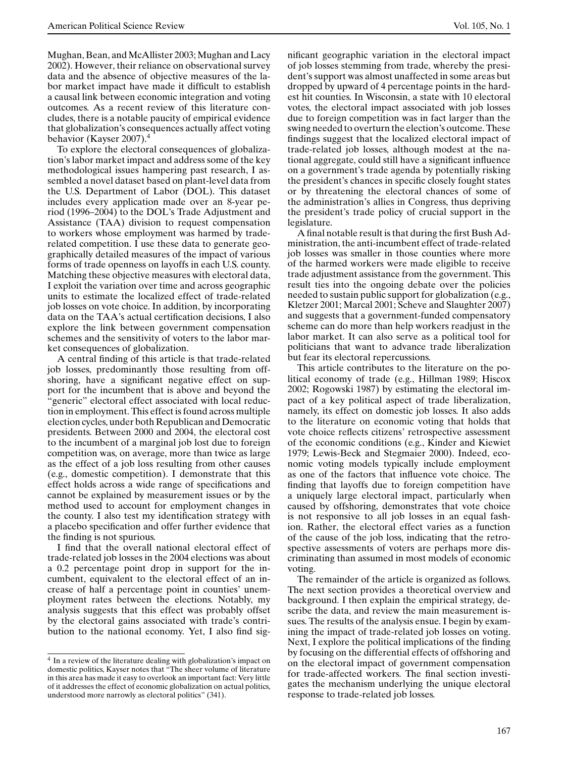Mughan, Bean, and McAllister 2003; Mughan and Lacy 2002). However, their reliance on observational survey data and the absence of objective measures of the labor market impact have made it difficult to establish a causal link between economic integration and voting outcomes. As a recent review of this literature concludes, there is a notable paucity of empirical evidence that globalization's consequences actually affect voting behavior (Kayser 2007).[4]

To explore the electoral consequences of globalization's labor market impact and address some of the key methodological issues hampering past research, I assembled a novel dataset based on plant-level data from the U.S. Department of Labor (DOL). This dataset includes every application made over an 8-year period (1996–2004) to the DOL's Trade Adjustment and Assistance (TAA) division to request compensation to workers whose employment was harmed by trade-related competition. I use these data to generate geographically detailed measures of the impact of various forms of trade openness on layoffs in each U.S. county. Matching these objective measures with electoral data, I exploit the variation over time and across geographic units to estimate the localized effect of trade-related job losses on vote choice. In addition, by incorporating data on the TAA's actual certification decisions, I also explore the link between government compensation schemes and the sensitivity of voters to the labor market consequences of globalization.

A central finding of this article is that trade-related job losses, predominantly those resulting from offshoring, have a significant negative effect on support for the incumbent that is above and beyond the "generic" electoral effect associated with local reduction in employment. This effect is found across multiple election cycles, under both Republican and Democratic presidents. Between 2000 and 2004, the electoral cost to the incumbent of a marginal job lost due to foreign competition was, on average, more than twice as large as the effect of a job loss resulting from other causes (e.g., domestic competition). I demonstrate that this effect holds across a wide range of specifications and cannot be explained by measurement issues or by the method used to account for employment changes in the county. I also test my identification strategy with a placebo specification and offer further evidence that the finding is not spurious.

I find that the overall national electoral effect of trade-related job losses in the 2004 elections was about a 0.2 percentage point drop in support for the incumbent, equivalent to the electoral effect of an increase of half a percentage point in counties' unemployment rates between the elections. Notably, my analysis suggests that this effect was probably offset by the electoral gains associated with trade's contribution to the national economy. Yet, I also find significant geographic variation in the electoral impact of job losses stemming from trade, whereby the president's support was almost unaffected in some areas but dropped by upward of 4 percentage points in the hardest hit counties. In Wisconsin, a state with 10 electoral votes, the electoral impact associated with job losses due to foreign competition was in fact larger than the swing needed to overturn the election's outcome. These findings suggest that the localized electoral impact of trade-related job losses, although modest at the national aggregate, could still have a significant influence on a government's trade agenda by potentially risking the president's chances in specific closely fought states or by threatening the electoral chances of some of the administration's allies in Congress, thus depriving the president's trade policy of crucial support in the legislature.

A final notable result is that during the first Bush Administration, the anti-incumbent effect of trade-related job losses was smaller in those counties where more of the harmed workers were made eligible to receive trade adjustment assistance from the government. This result ties into the ongoing debate over the policies needed to sustain public support for globalization (e.g., Kletzer 2001; Marcal 2001; Scheve and Slaughter 2007) and suggests that a government-funded compensatory scheme can do more than help workers readjust in the labor market. It can also serve as a political tool for politicians that want to advance trade liberalization but fear its electoral repercussions.

This article contributes to the literature on the political economy of trade (e.g., Hillman 1989; Hiscox 2002; Rogowski 1987) by estimating the electoral impact of a key political aspect of trade liberalization, namely, its effect on domestic job losses. It also adds to the literature on economic voting that holds that vote choice reflects citizens' retrospective assessment of the economic conditions (e.g., Kinder and Kiewiet 1979; Lewis-Beck and Stegmaier 2000). Indeed, economic voting models typically include employment as one of the factors that influence vote choice. The finding that layoffs due to foreign competition have a uniquely large electoral impact, particularly when caused by offshoring, demonstrates that vote choice is not responsive to all job losses in an equal fashion. Rather, the electoral effect varies as a function of the cause of the job loss, indicating that the retrospective assessments of voters are perhaps more discriminating than assumed in most models of economic voting.

The remainder of the article is organized as follows. The next section provides a theoretical overview and background. I then explain the empirical strategy, describe the data, and review the main measurement issues. The results of the analysis ensue. I begin by examining the impact of trade-related job losses on voting. Next, I explore the political implications of the finding by focusing on the differential effects of offshoring and on the electoral impact of government compensation for trade-affected workers. The final section investigates the mechanism underlying the unique electoral response to trade-related job losses.

[4] In a review of the literature dealing with globalization's impact on domestic politics, Kayser notes that "The sheer volume of literature in this area has made it easy to overlook an important fact: Very little of it addresses the effect of economic globalization on actual politics, understood more narrowly as electoral politics" (341).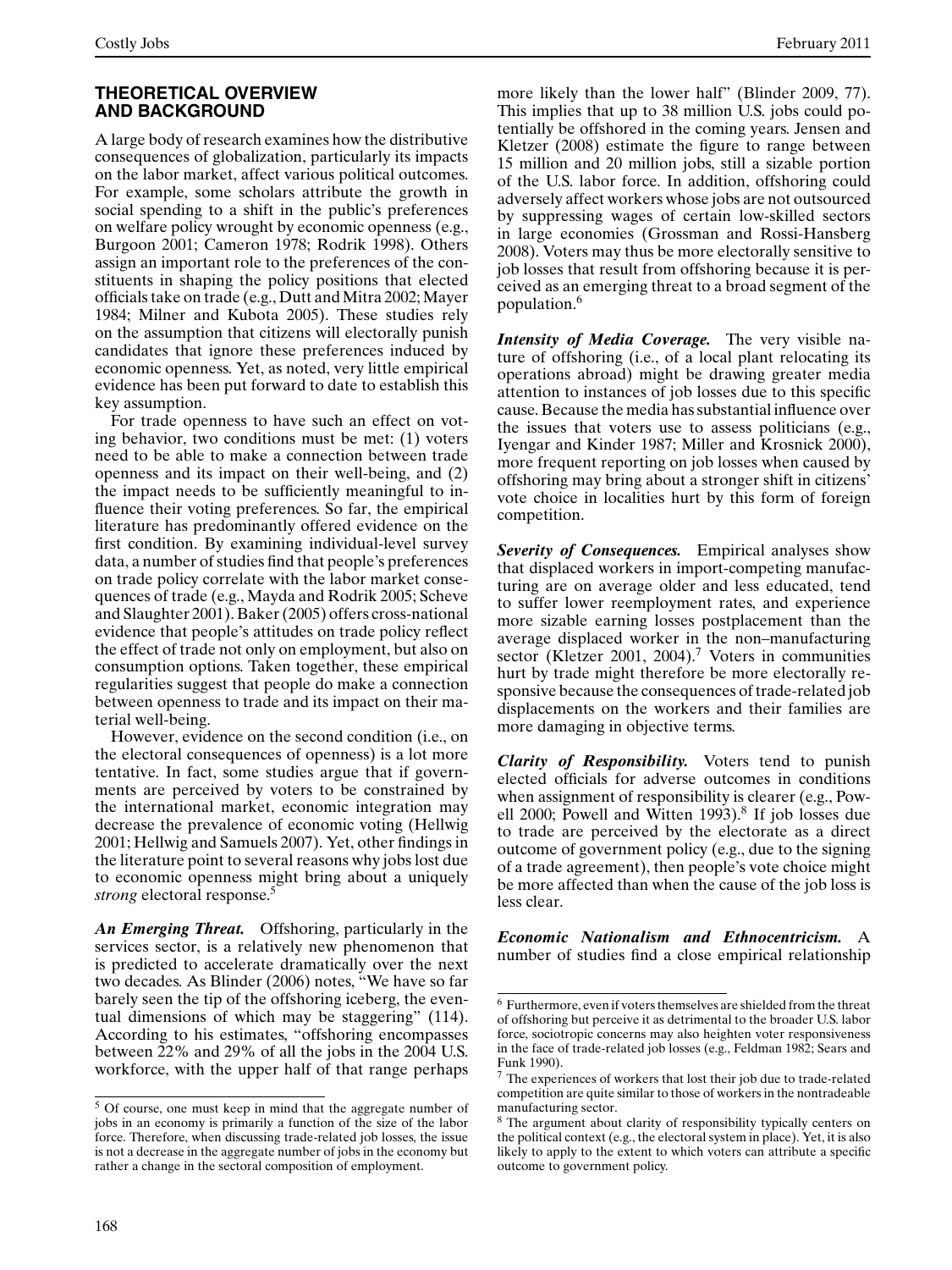## THEORETICAL OVERVIEW AND BACKGROUND

A large body of research examines how the distributive consequences of globalization, particularly its impacts on the labor market, affect various political outcomes. For example, some scholars attribute the growth in social spending to a shift in the public's preferences on welfare policy wrought by economic openness (e.g., Burgoon 2001; Cameron 1978; Rodrik 1998). Others assign an important role to the preferences of the constituents in shaping the policy positions that elected officials take on trade (e.g., Dutt and Mitra 2002; Mayer 1984; Milner and Kubota 2005). These studies rely on the assumption that citizens will electorally punish candidates that ignore these preferences induced by economic openness. Yet, as noted, very little empirical evidence has been put forward to date to establish this key assumption.

For trade openness to have such an effect on voting behavior, two conditions must be met: (1) voters need to be able to make a connection between trade openness and its impact on their well-being, and (2) the impact needs to be sufficiently meaningful to influence their voting preferences. So far, the empirical literature has predominantly offered evidence on the first condition. By examining individual-level survey data, a number of studies find that people's preferences on trade policy correlate with the labor market consequences of trade (e.g., Mayda and Rodrik 2005; Scheve and Slaughter 2001). Baker (2005) offers cross-national evidence that people's attitudes on trade policy reflect the effect of trade not only on employment, but also on consumption options. Taken together, these empirical regularities suggest that people do make a connection between openness to trade and its impact on their material well-being.

However, evidence on the second condition (i.e., on the electoral consequences of openness) is a lot more tentative. In fact, some studies argue that if governments are perceived by voters to be constrained by the international market, economic integration may decrease the prevalence of economic voting (Hellwig 2001; Hellwig and Samuels 2007). Yet, other findings in the literature point to several reasons why jobs lost due to economic openness might bring about a uniquely *strong* electoral response.[5]

***An Emerging Threat.*** Offshoring, particularly in the services sector, is a relatively new phenomenon that is predicted to accelerate dramatically over the next two decades. As Blinder (2006) notes, "We have so far barely seen the tip of the offshoring iceberg, the eventual dimensions of which may be staggering" (114). According to his estimates, "offshoring encompasses between 22% and 29% of all the jobs in the 2004 U.S. workforce, with the upper half of that range perhaps more likely than the lower half" (Blinder 2009, 77). This implies that up to 38 million U.S. jobs could potentially be offshored in the coming years. Jensen and Kletzer (2008) estimate the figure to range between 15 million and 20 million jobs, still a sizable portion of the U.S. labor force. In addition, offshoring could adversely affect workers whose jobs are not outsourced by suppressing wages of certain low-skilled sectors in large economies (Grossman and Rossi-Hansberg 2008). Voters may thus be more electorally sensitive to job losses that result from offshoring because it is perceived as an emerging threat to a broad segment of the population.[6]

***Intensity of Media Coverage.*** The very visible nature of offshoring (i.e., of a local plant relocating its operations abroad) might be drawing greater media attention to instances of job losses due to this specific cause. Because the media has substantial influence over the issues that voters use to assess politicians (e.g., Iyengar and Kinder 1987; Miller and Krosnick 2000), more frequent reporting on job losses when caused by offshoring may bring about a stronger shift in citizens' vote choice in localities hurt by this form of foreign competition.

***Severity of Consequences.*** Empirical analyses show that displaced workers in import-competing manufacturing are on average older and less educated, tend to suffer lower reemployment rates, and experience more sizable earning losses postplacement than the average displaced worker in the non–manufacturing sector (Kletzer 2001, 2004).[7] Voters in communities hurt by trade might therefore be more electorally responsive because the consequences of trade-related job displacements on the workers and their families are more damaging in objective terms.

***Clarity of Responsibility.*** Voters tend to punish elected officials for adverse outcomes in conditions when assignment of responsibility is clearer (e.g., Powell 2000; Powell and Witten 1993).[8] If job losses due to trade are perceived by the electorate as a direct outcome of government policy (e.g., due to the signing of a trade agreement), then people's vote choice might be more affected than when the cause of the job loss is less clear.

***Economic Nationalism and Ethnocentricism.*** A number of studies find a close empirical relationship

---

[5] Of course, one must keep in mind that the aggregate number of jobs in an economy is primarily a function of the size of the labor force. Therefore, when discussing trade-related job losses, the issue is not a decrease in the aggregate number of jobs in the economy but rather a change in the sectoral composition of employment.

[6] Furthermore, even if voters themselves are shielded from the threat of offshoring but perceive it as detrimental to the broader U.S. labor force, sociotropic concerns may also heighten voter responsiveness in the face of trade-related job losses (e.g., Feldman 1982; Sears and Funk 1990).

[7] The experiences of workers that lost their job due to trade-related competition are quite similar to those of workers in the nontradeable manufacturing sector.

[8] The argument about clarity of responsibility typically centers on the political context (e.g., the electoral system in place). Yet, it is also likely to apply to the extent to which voters can attribute a specific outcome to government policy.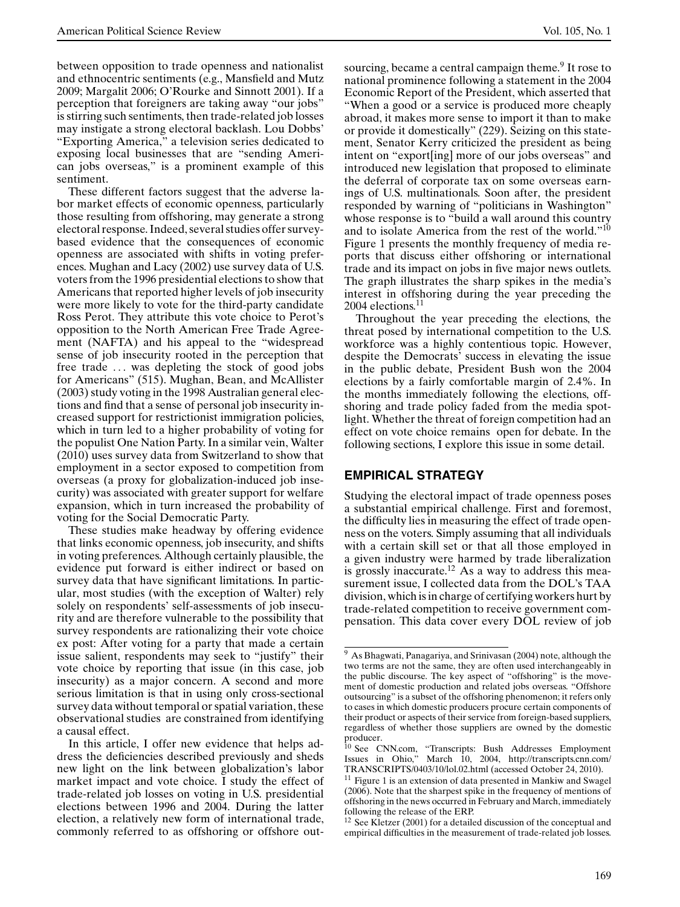between opposition to trade openness and nationalist and ethnocentric sentiments (e.g., Mansfield and Mutz 2009; Margalit 2006; O'Rourke and Sinnott 2001). If a perception that foreigners are taking away "our jobs" is stirring such sentiments, then trade-related job losses may instigate a strong electoral backlash. Lou Dobbs' "Exporting America," a television series dedicated to exposing local businesses that are "sending American jobs overseas," is a prominent example of this sentiment.

These different factors suggest that the adverse labor market effects of economic openness, particularly those resulting from offshoring, may generate a strong electoral response. Indeed, several studies offer survey-based evidence that the consequences of economic openness are associated with shifts in voting preferences. Mughan and Lacy (2002) use survey data of U.S. voters from the 1996 presidential elections to show that Americans that reported higher levels of job insecurity were more likely to vote for the third-party candidate Ross Perot. They attribute this vote choice to Perot's opposition to the North American Free Trade Agreement (NAFTA) and his appeal to the "widespread sense of job insecurity rooted in the perception that free trade ... was depleting the stock of good jobs for Americans" (515). Mughan, Bean, and McAllister (2003) study voting in the 1998 Australian general elections and find that a sense of personal job insecurity increased support for restrictionist immigration policies, which in turn led to a higher probability of voting for the populist One Nation Party. In a similar vein, Walter (2010) uses survey data from Switzerland to show that employment in a sector exposed to competition from overseas (a proxy for globalization-induced job insecurity) was associated with greater support for welfare expansion, which in turn increased the probability of voting for the Social Democratic Party.

These studies make headway by offering evidence that links economic openness, job insecurity, and shifts in voting preferences. Although certainly plausible, the evidence put forward is either indirect or based on survey data that have significant limitations. In particular, most studies (with the exception of Walter) rely solely on respondents' self-assessments of job insecurity and are therefore vulnerable to the possibility that survey respondents are rationalizing their vote choice ex post: After voting for a party that made a certain issue salient, respondents may seek to "justify" their vote choice by reporting that issue (in this case, job insecurity) as a major concern. A second and more serious limitation is that in using only cross-sectional survey data without temporal or spatial variation, these observational studies are constrained from identifying a causal effect.

In this article, I offer new evidence that helps address the deficiencies described previously and sheds new light on the link between globalization's labor market impact and vote choice. I study the effect of trade-related job losses on voting in U.S. presidential elections between 1996 and 2004. During the latter election, a relatively new form of international trade, commonly referred to as offshoring or offshore outsourcing, became a central campaign theme.[9] It rose to national prominence following a statement in the 2004 Economic Report of the President, which asserted that "When a good or a service is produced more cheaply abroad, it makes more sense to import it than to make or provide it domestically" (229). Seizing on this statement, Senator Kerry criticized the president as being intent on "export[ing] more of our jobs overseas" and introduced new legislation that proposed to eliminate the deferral of corporate tax on some overseas earnings of U.S. multinationals. Soon after, the president responded by warning of "politicians in Washington" whose response is to "build a wall around this country and to isolate America from the rest of the world."[10] Figure 1 presents the monthly frequency of media reports that discuss either offshoring or international trade and its impact on jobs in five major news outlets. The graph illustrates the sharp spikes in the media's interest in offshoring during the year preceding the 2004 elections.[11]

Throughout the year preceding the elections, the threat posed by international competition to the U.S. workforce was a highly contentious topic. However, despite the Democrats' success in elevating the issue in the public debate, President Bush won the 2004 elections by a fairly comfortable margin of 2.4%. In the months immediately following the elections, offshoring and trade policy faded from the media spotlight. Whether the threat of foreign competition had an effect on vote choice remains open for debate. In the following sections, I explore this issue in some detail.

## EMPIRICAL STRATEGY

Studying the electoral impact of trade openness poses a substantial empirical challenge. First and foremost, the difficulty lies in measuring the effect of trade openness on the voters. Simply assuming that all individuals with a certain skill set or that all those employed in a given industry were harmed by trade liberalization is grossly inaccurate.[12] As a way to address this measurement issue, I collected data from the DOL's TAA division, which is in charge of certifying workers hurt by trade-related competition to receive government compensation. This data cover every DOL review of job

---

[9] As Bhagwati, Panagariya, and Srinivasan (2004) note, although the two terms are not the same, they are often used interchangeably in the public discourse. The key aspect of "offshoring" is the movement of domestic production and related jobs overseas. "Offshore outsourcing" is a subset of the offshoring phenomenon; it refers only to cases in which domestic producers procure certain components of their product or aspects of their service from foreign-based suppliers, regardless of whether those suppliers are owned by the domestic producer.

[10] See CNN.com, "Transcripts: Bush Addresses Employment Issues in Ohio," March 10, 2004, http://transcripts.cnn.com/TRANSCRIPTS/0403/10/lol.02.html (accessed October 24, 2010).

[11] Figure 1 is an extension of data presented in Mankiw and Swagel (2006). Note that the sharpest spike in the frequency of mentions of offshoring in the news occurred in February and March, immediately following the release of the ERP.

[12] See Kletzer (2001) for a detailed discussion of the conceptual and empirical difficulties in the measurement of trade-related job losses.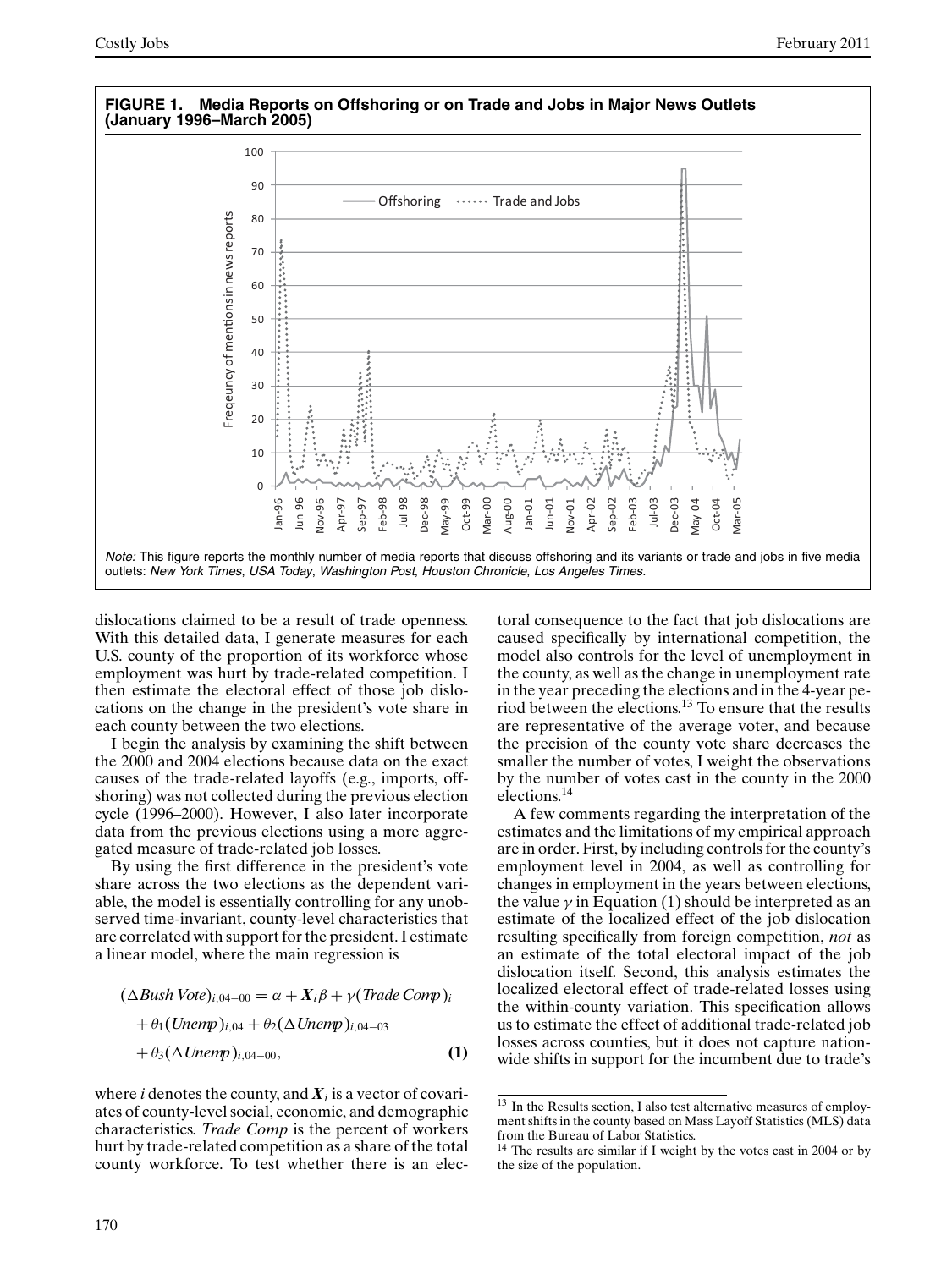**FIGURE 1. Media Reports on Offshoring or on Trade and Jobs in Major News Outlets (January 1996–March 2005)**

*Note:* This figure reports the monthly number of media reports that discuss offshoring and its variants or trade and jobs in five media outlets: *New York Times*, *USA Today*, *Washington Post*, *Houston Chronicle*, *Los Angeles Times*.

dislocations claimed to be a result of trade openness. With this detailed data, I generate measures for each U.S. county of the proportion of its workforce whose employment was hurt by trade-related competition. I then estimate the electoral effect of those job dislocations on the change in the president's vote share in each county between the two elections.

I begin the analysis by examining the shift between the 2000 and 2004 elections because data on the exact causes of the trade-related layoffs (e.g., imports, offshoring) was not collected during the previous election cycle (1996–2000). However, I also later incorporate data from the previous elections using a more aggregated measure of trade-related job losses.

By using the first difference in the president's vote share across the two elections as the dependent variable, the model is essentially controlling for any unobserved time-invariant, county-level characteristics that are correlated with support for the president. I estimate a linear model, where the main regression is

$$
\begin{aligned}
(\Delta Bush\,Vote)_{i,04-00} &= \alpha + \boldsymbol{X}_i\beta + \gamma(Trade\,Comp)_i \\
&\quad + \theta_1(Unemp)_{i,04} + \theta_2(\Delta Unemp)_{i,04-03} \\
&\quad + \theta_3(\Delta Unemp)_{i,04-00}, \qquad \textbf{(1)}
\end{aligned}
$$

where $i$ denotes the county, and $\boldsymbol{X}_i$ is a vector of covariates of county-level social, economic, and demographic characteristics. *Trade Comp* is the percent of workers hurt by trade-related competition as a share of the total county workforce. To test whether there is an electoral consequence to the fact that job dislocations are caused specifically by international competition, the model also controls for the level of unemployment in the county, as well as the change in unemployment rate in the year preceding the elections and in the 4-year period between the elections.[13] To ensure that the results are representative of the average voter, and because the precision of the county vote share decreases the smaller the number of votes, I weight the observations by the number of votes cast in the county in the 2000 elections.[14]

A few comments regarding the interpretation of the estimates and the limitations of my empirical approach are in order. First, by including controls for the county's employment level in 2004, as well as controlling for changes in employment in the years between elections, the value $\gamma$ in Equation (1) should be interpreted as an estimate of the localized effect of the job dislocation resulting specifically from foreign competition, *not* as an estimate of the total electoral impact of the job dislocation itself. Second, this analysis estimates the localized electoral effect of trade-related losses using the within-county variation. This specification allows us to estimate the effect of additional trade-related job losses across counties, but it does not capture nationwide shifts in support for the incumbent due to trade's

[13] In the Results section, I also test alternative measures of employment shifts in the county based on Mass Layoff Statistics (MLS) data from the Bureau of Labor Statistics.

[14] The results are similar if I weight by the votes cast in 2004 or by the size of the population.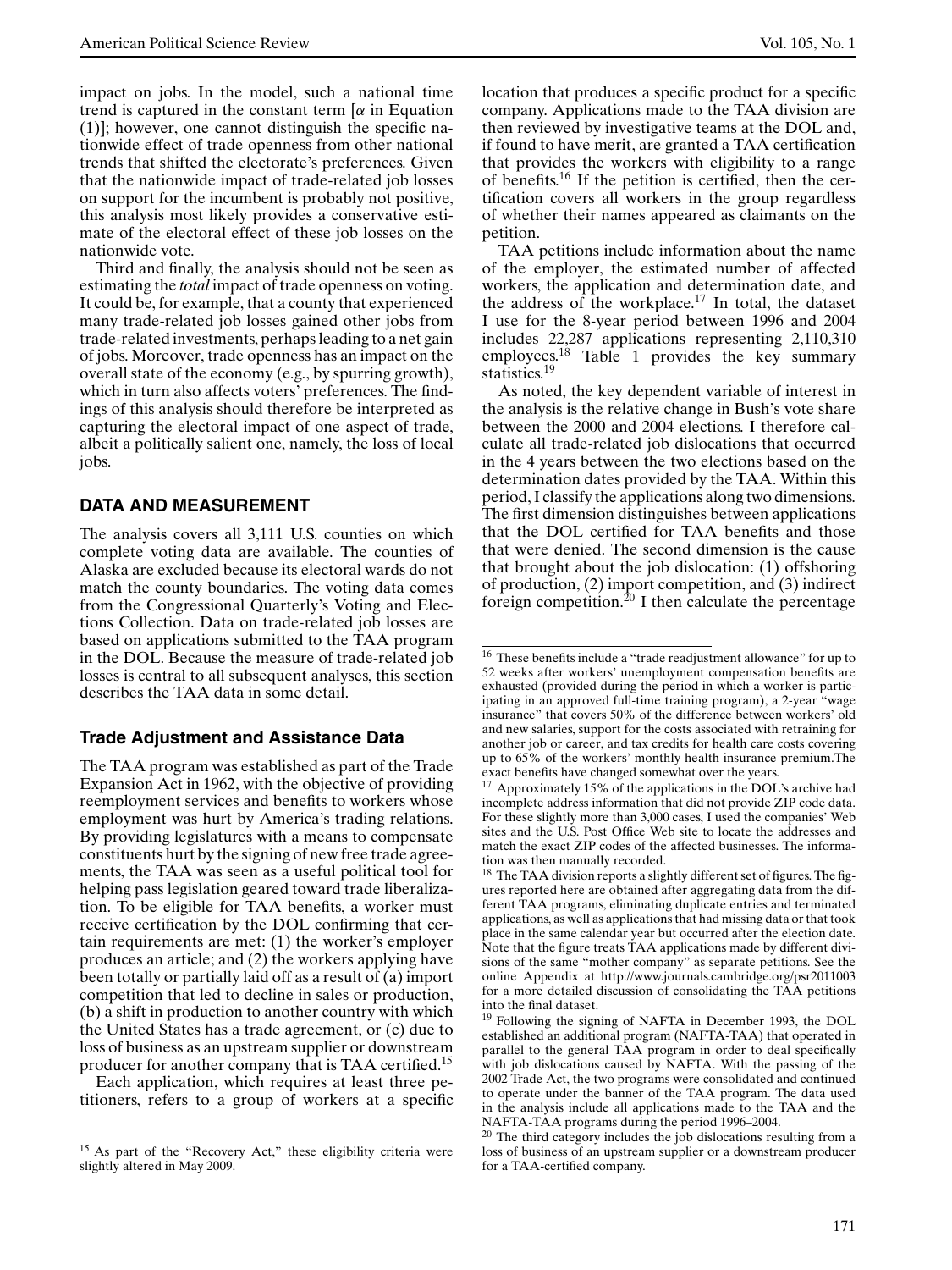impact on jobs. In the model, such a national time trend is captured in the constant term [$\alpha$ in Equation (1)]; however, one cannot distinguish the specific nationwide effect of trade openness from other national trends that shifted the electorate's preferences. Given that the nationwide impact of trade-related job losses on support for the incumbent is probably not positive, this analysis most likely provides a conservative estimate of the electoral effect of these job losses on the nationwide vote.

Third and finally, the analysis should not be seen as estimating the *total* impact of trade openness on voting. It could be, for example, that a county that experienced many trade-related job losses gained other jobs from trade-related investments, perhaps leading to a net gain of jobs. Moreover, trade openness has an impact on the overall state of the economy (e.g., by spurring growth), which in turn also affects voters' preferences. The findings of this analysis should therefore be interpreted as capturing the electoral impact of one aspect of trade, albeit a politically salient one, namely, the loss of local jobs.

## DATA AND MEASUREMENT

The analysis covers all 3,111 U.S. counties on which complete voting data are available. The counties of Alaska are excluded because its electoral wards do not match the county boundaries. The voting data comes from the Congressional Quarterly's Voting and Elections Collection. Data on trade-related job losses are based on applications submitted to the TAA program in the DOL. Because the measure of trade-related job losses is central to all subsequent analyses, this section describes the TAA data in some detail.

### Trade Adjustment and Assistance Data

The TAA program was established as part of the Trade Expansion Act in 1962, with the objective of providing reemployment services and benefits to workers whose employment was hurt by America's trading relations. By providing legislatures with a means to compensate constituents hurt by the signing of new free trade agreements, the TAA was seen as a useful political tool for helping pass legislation geared toward trade liberalization. To be eligible for TAA benefits, a worker must receive certification by the DOL confirming that certain requirements are met: (1) the worker's employer produces an article; and (2) the workers applying have been totally or partially laid off as a result of (a) import competition that led to decline in sales or production, (b) a shift in production to another country with which the United States has a trade agreement, or (c) due to loss of business as an upstream supplier or downstream producer for another company that is TAA certified.[15]

Each application, which requires at least three petitioners, refers to a group of workers at a specific location that produces a specific product for a specific company. Applications made to the TAA division are then reviewed by investigative teams at the DOL and, if found to have merit, are granted a TAA certification that provides the workers with eligibility to a range of benefits.[16] If the petition is certified, then the certification covers all workers in the group regardless of whether their names appeared as claimants on the petition.

TAA petitions include information about the name of the employer, the estimated number of affected workers, the application and determination date, and the address of the workplace.[17] In total, the dataset I use for the 8-year period between 1996 and 2004 includes 22,287 applications representing 2,110,310 employees.[18] Table 1 provides the key summary statistics.[19]

As noted, the key dependent variable of interest in the analysis is the relative change in Bush's vote share between the 2000 and 2004 elections. I therefore calculate all trade-related job dislocations that occurred in the 4 years between the two elections based on the determination dates provided by the TAA. Within this period, I classify the applications along two dimensions. The first dimension distinguishes between applications that the DOL certified for TAA benefits and those that were denied. The second dimension is the cause that brought about the job dislocation: (1) offshoring of production, (2) import competition, and (3) indirect foreign competition.[20] I then calculate the percentage

---

[15] As part of the "Recovery Act," these eligibility criteria were slightly altered in May 2009.

[16] These benefits include a "trade readjustment allowance" for up to 52 weeks after workers' unemployment compensation benefits are exhausted (provided during the period in which a worker is participating in an approved full-time training program), a 2-year "wage insurance" that covers 50% of the difference between workers' old and new salaries, support for the costs associated with retraining for another job or career, and tax credits for health care costs covering up to 65% of the workers' monthly health insurance premium.The exact benefits have changed somewhat over the years.

[17] Approximately 15% of the applications in the DOL's archive had incomplete address information that did not provide ZIP code data. For these slightly more than 3,000 cases, I used the companies' Web sites and the U.S. Post Office Web site to locate the addresses and match the exact ZIP codes of the affected businesses. The information was then manually recorded.

[18] The TAA division reports a slightly different set of figures. The figures reported here are obtained after aggregating data from the different TAA programs, eliminating duplicate entries and terminated applications, as well as applications that had missing data or that took place in the same calendar year but occurred after the election date. Note that the figure treats TAA applications made by different divisions of the same "mother company" as separate petitions. See the online Appendix at http://www.journals.cambridge.org/psr2011003 for a more detailed discussion of consolidating the TAA petitions into the final dataset.

[19] Following the signing of NAFTA in December 1993, the DOL established an additional program (NAFTA-TAA) that operated in parallel to the general TAA program in order to deal specifically with job dislocations caused by NAFTA. With the passing of the 2002 Trade Act, the two programs were consolidated and continued to operate under the banner of the TAA program. The data used in the analysis include all applications made to the TAA and the NAFTA-TAA programs during the period 1996–2004.

[20] The third category includes the job dislocations resulting from a loss of business of an upstream supplier or a downstream producer for a TAA-certified company.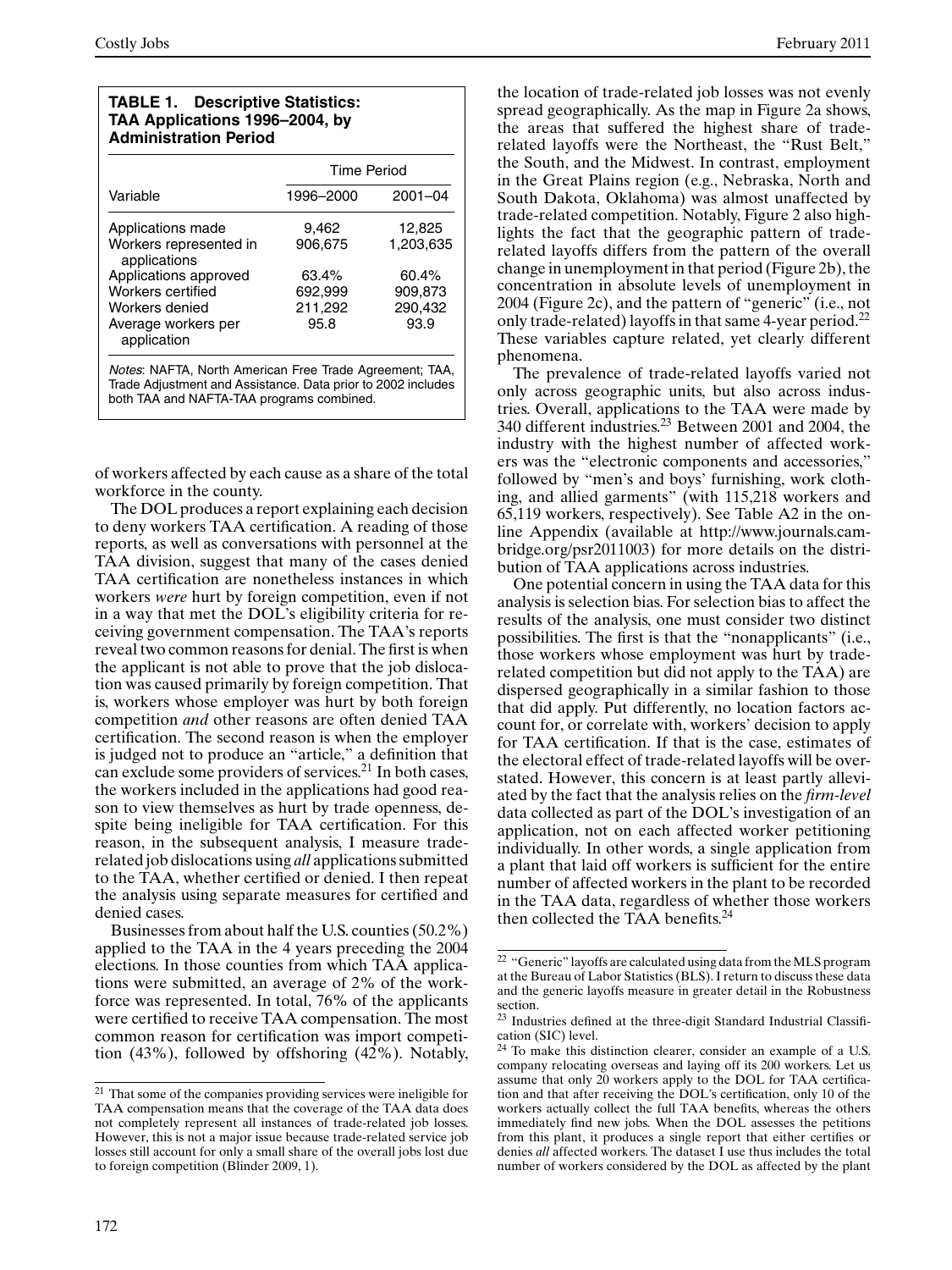**TABLE 1. Descriptive Statistics: TAA Applications 1996–2004, by Administration Period**

| Variable | Time Period | |
|---|---|---|
| | 1996–2000 | 2001–04 |
| Applications made | 9,462 | 12,825 |
| Workers represented in applications | 906,675 | 1,203,635 |
| Applications approved | 63.4% | 60.4% |
| Workers certified | 692,999 | 909,873 |
| Workers denied | 211,292 | 290,432 |
| Average workers per application | 95.8 | 93.9 |

*Notes*: NAFTA, North American Free Trade Agreement; TAA, Trade Adjustment and Assistance. Data prior to 2002 includes both TAA and NAFTA-TAA programs combined.

of workers affected by each cause as a share of the total workforce in the county.

The DOL produces a report explaining each decision to deny workers TAA certification. A reading of those reports, as well as conversations with personnel at the TAA division, suggest that many of the cases denied TAA certification are nonetheless instances in which workers *were* hurt by foreign competition, even if not in a way that met the DOL's eligibility criteria for receiving government compensation. The TAA's reports reveal two common reasons for denial. The first is when the applicant is not able to prove that the job dislocation was caused primarily by foreign competition. That is, workers whose employer was hurt by both foreign competition *and* other reasons are often denied TAA certification. The second reason is when the employer is judged not to produce an "article," a definition that can exclude some providers of services.[21] In both cases, the workers included in the applications had good reason to view themselves as hurt by trade openness, despite being ineligible for TAA certification. For this reason, in the subsequent analysis, I measure trade-related job dislocations using *all* applications submitted to the TAA, whether certified or denied. I then repeat the analysis using separate measures for certified and denied cases.

Businesses from about half the U.S. counties (50.2%) applied to the TAA in the 4 years preceding the 2004 elections. In those counties from which TAA applications were submitted, an average of 2% of the workforce was represented. In total, 76% of the applicants were certified to receive TAA compensation. The most common reason for certification was import competition (43%), followed by offshoring (42%). Notably, the location of trade-related job losses was not evenly spread geographically. As the map in Figure 2a shows, the areas that suffered the highest share of trade-related layoffs were the Northeast, the "Rust Belt," the South, and the Midwest. In contrast, employment in the Great Plains region (e.g., Nebraska, North and South Dakota, Oklahoma) was almost unaffected by trade-related competition. Notably, Figure 2 also highlights the fact that the geographic pattern of trade-related layoffs differs from the pattern of the overall change in unemployment in that period (Figure 2b), the concentration in absolute levels of unemployment in 2004 (Figure 2c), and the pattern of "generic" (i.e., not only trade-related) layoffs in that same 4-year period.[22] These variables capture related, yet clearly different phenomena.

The prevalence of trade-related layoffs varied not only across geographic units, but also across industries. Overall, applications to the TAA were made by 340 different industries.[23] Between 2001 and 2004, the industry with the highest number of affected workers was the "electronic components and accessories," followed by "men's and boys' furnishing, work clothing, and allied garments" (with 115,218 workers and 65,119 workers, respectively). See Table A2 in the online Appendix (available at http://www.journals.cambridge.org/psr2011003) for more details on the distribution of TAA applications across industries.

One potential concern in using the TAA data for this analysis is selection bias. For selection bias to affect the results of the analysis, one must consider two distinct possibilities. The first is that the "nonapplicants" (i.e., those workers whose employment was hurt by trade-related competition but did not apply to the TAA) are dispersed geographically in a similar fashion to those that did apply. Put differently, no location factors account for, or correlate with, workers' decision to apply for TAA certification. If that is the case, estimates of the electoral effect of trade-related layoffs will be overstated. However, this concern is at least partly alleviated by the fact that the analysis relies on the *firm-level* data collected as part of the DOL's investigation of an application, not on each affected worker petitioning individually. In other words, a single application from a plant that laid off workers is sufficient for the entire number of affected workers in the plant to be recorded in the TAA data, regardless of whether those workers then collected the TAA benefits.[24]

---

[21] That some of the companies providing services were ineligible for TAA compensation means that the coverage of the TAA data does not completely represent all instances of trade-related job losses. However, this is not a major issue because trade-related service job losses still account for only a small share of the overall jobs lost due to foreign competition (Blinder 2009, 1).

[22] "Generic" layoffs are calculated using data from the MLS program at the Bureau of Labor Statistics (BLS). I return to discuss these data and the generic layoffs measure in greater detail in the Robustness section.

[23] Industries defined at the three-digit Standard Industrial Classification (SIC) level.

[24] To make this distinction clearer, consider an example of a U.S. company relocating overseas and laying off its 200 workers. Let us assume that only 20 workers apply to the DOL for TAA certification and that after receiving the DOL's certification, only 10 of the workers actually collect the full TAA benefits, whereas the others immediately find new jobs. When the DOL assesses the petitions from this plant, it produces a single report that either certifies or denies *all* affected workers. The dataset I use thus includes the total number of workers considered by the DOL as affected by the plant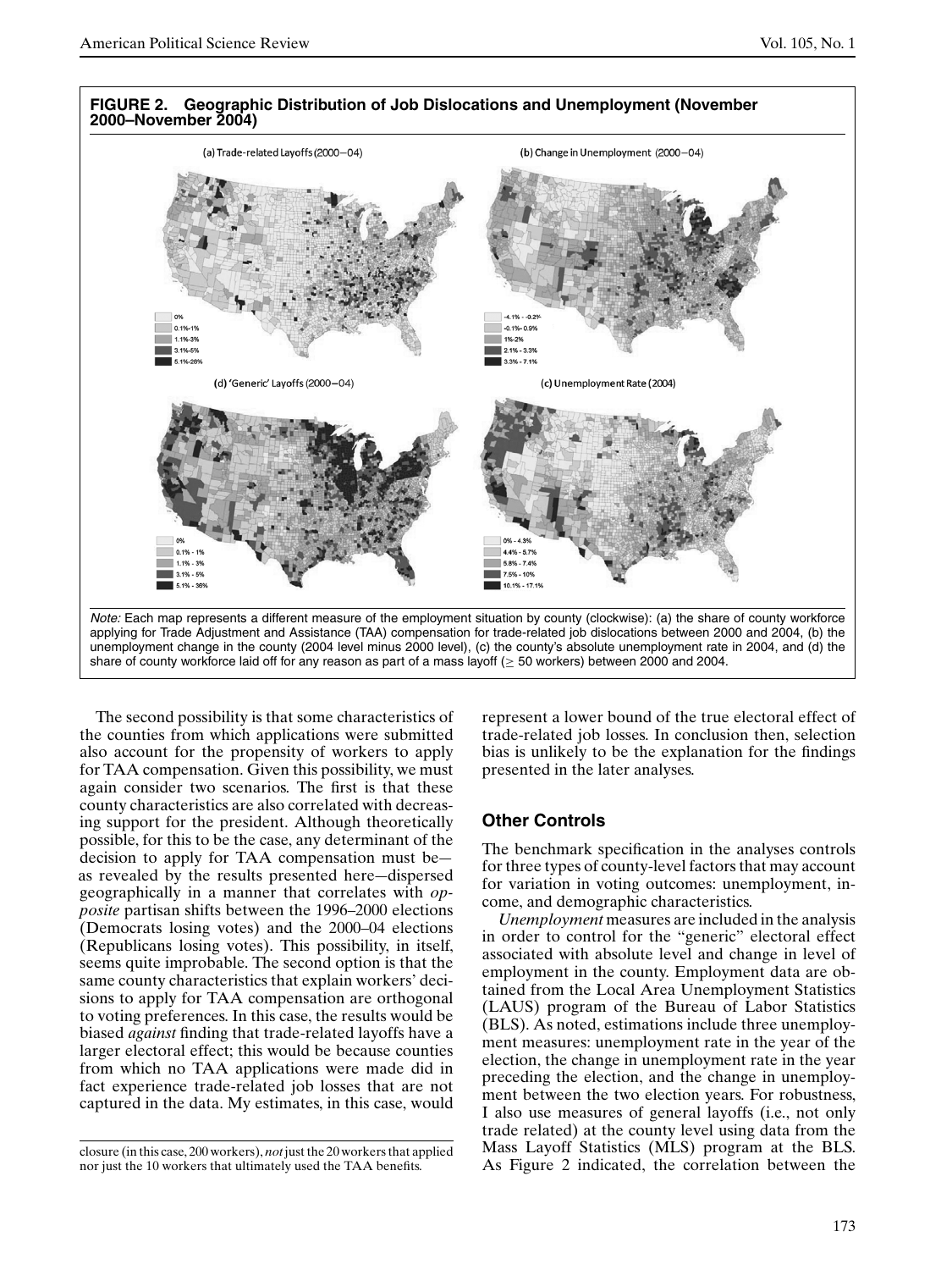**FIGURE 2. Geographic Distribution of Job Dislocations and Unemployment (November 2000–November 2004)**

(a) Trade-related Layoffs (2000−04)

0%
0.1%-1%
1.1%-3%
3.1%-5%
5.1%-28%

(b) Change in Unemployment (2000−04)

-4.1% - -0.2%
-0.1%-0.9%
1%-2%
2.1% - 3.3%
3.3% - 7.1%

(d) 'Generic' Layoffs (2000−04)

0%
0.1% - 1%
1.1% - 3%
3.1% - 5%
5.1% - 36%

(c) Unemployment Rate (2004)

0% - 4.3%
4.4% - 5.7%
5.8% - 7.4%
7.5% - 10%
10.1% - 17.1%

*Note:* Each map represents a different measure of the employment situation by county (clockwise): (a) the share of county workforce applying for Trade Adjustment and Assistance (TAA) compensation for trade-related job dislocations between 2000 and 2004, (b) the unemployment change in the county (2004 level minus 2000 level), (c) the county's absolute unemployment rate in 2004, and (d) the share of county workforce laid off for any reason as part of a mass layoff (≥ 50 workers) between 2000 and 2004.

The second possibility is that some characteristics of the counties from which applications were submitted also account for the propensity of workers to apply for TAA compensation. Given this possibility, we must again consider two scenarios. The first is that these county characteristics are also correlated with decreasing support for the president. Although theoretically possible, for this to be the case, any determinant of the decision to apply for TAA compensation must be—as revealed by the results presented here—dispersed geographically in a manner that correlates with *opposite* partisan shifts between the 1996–2000 elections (Democrats losing votes) and the 2000–04 elections (Republicans losing votes). This possibility, in itself, seems quite improbable. The second option is that the same county characteristics that explain workers' decisions to apply for TAA compensation are orthogonal to voting preferences. In this case, the results would be biased *against* finding that trade-related layoffs have a larger electoral effect; this would be because counties from which no TAA applications were made did in fact experience trade-related job losses that are not captured in the data. My estimates, in this case, would represent a lower bound of the true electoral effect of trade-related job losses. In conclusion then, selection bias is unlikely to be the explanation for the findings presented in the later analyses.

## Other Controls

The benchmark specification in the analyses controls for three types of county-level factors that may account for variation in voting outcomes: unemployment, income, and demographic characteristics.

*Unemployment* measures are included in the analysis in order to control for the "generic" electoral effect associated with absolute level and change in level of employment in the county. Employment data are obtained from the Local Area Unemployment Statistics (LAUS) program of the Bureau of Labor Statistics (BLS). As noted, estimations include three unemployment measures: unemployment rate in the year of the election, the change in unemployment rate in the year preceding the election, and the change in unemployment between the two election years. For robustness, I also use measures of general layoffs (i.e., not only trade related) at the county level using data from the Mass Layoff Statistics (MLS) program at the BLS. As Figure 2 indicated, the correlation between the

closure (in this case, 200 workers), *not* just the 20 workers that applied nor just the 10 workers that ultimately used the TAA benefits.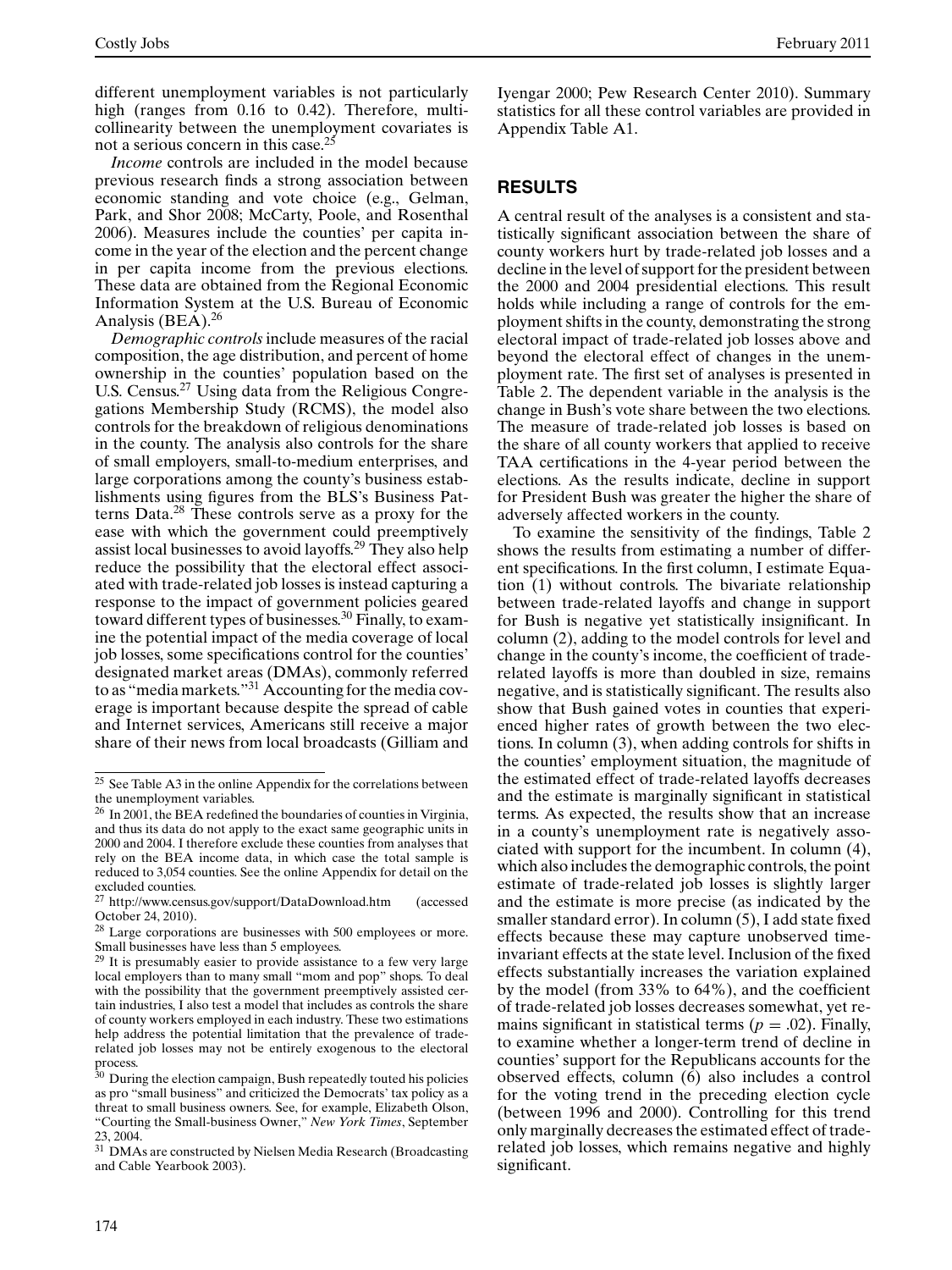different unemployment variables is not particularly high (ranges from 0.16 to 0.42). Therefore, multicollinearity between the unemployment covariates is not a serious concern in this case.[25]

*Income* controls are included in the model because previous research finds a strong association between economic standing and vote choice (e.g., Gelman, Park, and Shor 2008; McCarty, Poole, and Rosenthal 2006). Measures include the counties' per capita income in the year of the election and the percent change in per capita income from the previous elections. These data are obtained from the Regional Economic Information System at the U.S. Bureau of Economic Analysis (BEA).[26]

*Demographic controls* include measures of the racial composition, the age distribution, and percent of home ownership in the counties' population based on the U.S. Census.[27] Using data from the Religious Congregations Membership Study (RCMS), the model also controls for the breakdown of religious denominations in the county. The analysis also controls for the share of small employers, small-to-medium enterprises, and large corporations among the county's business establishments using figures from the BLS's Business Patterns Data.[28] These controls serve as a proxy for the ease with which the government could preemptively assist local businesses to avoid layoffs.[29] They also help reduce the possibility that the electoral effect associated with trade-related job losses is instead capturing a response to the impact of government policies geared toward different types of businesses.[30] Finally, to examine the potential impact of the media coverage of local job losses, some specifications control for the counties' designated market areas (DMAs), commonly referred to as "media markets."[31] Accounting for the media coverage is important because despite the spread of cable and Internet services, Americans still receive a major share of their news from local broadcasts (Gilliam and Iyengar 2000; Pew Research Center 2010). Summary statistics for all these control variables are provided in Appendix Table A1.

## RESULTS

A central result of the analyses is a consistent and statistically significant association between the share of county workers hurt by trade-related job losses and a decline in the level of support for the president between the 2000 and 2004 presidential elections. This result holds while including a range of controls for the employment shifts in the county, demonstrating the strong electoral impact of trade-related job losses above and beyond the electoral effect of changes in the unemployment rate. The first set of analyses is presented in Table 2. The dependent variable in the analysis is the change in Bush's vote share between the two elections. The measure of trade-related job losses is based on the share of all county workers that applied to receive TAA certifications in the 4-year period between the elections. As the results indicate, decline in support for President Bush was greater the higher the share of adversely affected workers in the county.

To examine the sensitivity of the findings, Table 2 shows the results from estimating a number of different specifications. In the first column, I estimate Equation (1) without controls. The bivariate relationship between trade-related layoffs and change in support for Bush is negative yet statistically insignificant. In column (2), adding to the model controls for level and change in the county's income, the coefficient of trade-related layoffs is more than doubled in size, remains negative, and is statistically significant. The results also show that Bush gained votes in counties that experienced higher rates of growth between the two elections. In column (3), when adding controls for shifts in the counties' employment situation, the magnitude of the estimated effect of trade-related layoffs decreases and the estimate is marginally significant in statistical terms. As expected, the results show that an increase in a county's unemployment rate is negatively associated with support for the incumbent. In column (4), which also includes the demographic controls, the point estimate of trade-related job losses is slightly larger and the estimate is more precise (as indicated by the smaller standard error). In column (5), I add state fixed effects because these may capture unobserved time-invariant effects at the state level. Inclusion of the fixed effects substantially increases the variation explained by the model (from 33% to 64%), and the coefficient of trade-related job losses decreases somewhat, yet remains significant in statistical terms ($p = .02$). Finally, to examine whether a longer-term trend of decline in counties' support for the Republicans accounts for the observed effects, column (6) also includes a control for the voting trend in the preceding election cycle (between 1996 and 2000). Controlling for this trend only marginally decreases the estimated effect of trade-related job losses, which remains negative and highly significant.

---

[25] See Table A3 in the online Appendix for the correlations between the unemployment variables.

[26] In 2001, the BEA redefined the boundaries of counties in Virginia, and thus its data do not apply to the exact same geographic units in 2000 and 2004. I therefore exclude these counties from analyses that rely on the BEA income data, in which case the total sample is reduced to 3,054 counties. See the online Appendix for detail on the excluded counties.

[27] http://www.census.gov/support/DataDownload.htm (accessed October 24, 2010).

[28] Large corporations are businesses with 500 employees or more. Small businesses have less than 5 employees.

[29] It is presumably easier to provide assistance to a few very large local employers than to many small "mom and pop" shops. To deal with the possibility that the government preemptively assisted certain industries, I also test a model that includes as controls the share of county workers employed in each industry. These two estimations help address the potential limitation that the prevalence of trade-related job losses may not be entirely exogenous to the electoral process.

[30] During the election campaign, Bush repeatedly touted his policies as pro "small business" and criticized the Democrats' tax policy as a threat to small business owners. See, for example, Elizabeth Olson, "Courting the Small-business Owner," *New York Times*, September 23, 2004.

[31] DMAs are constructed by Nielsen Media Research (Broadcasting and Cable Yearbook 2003).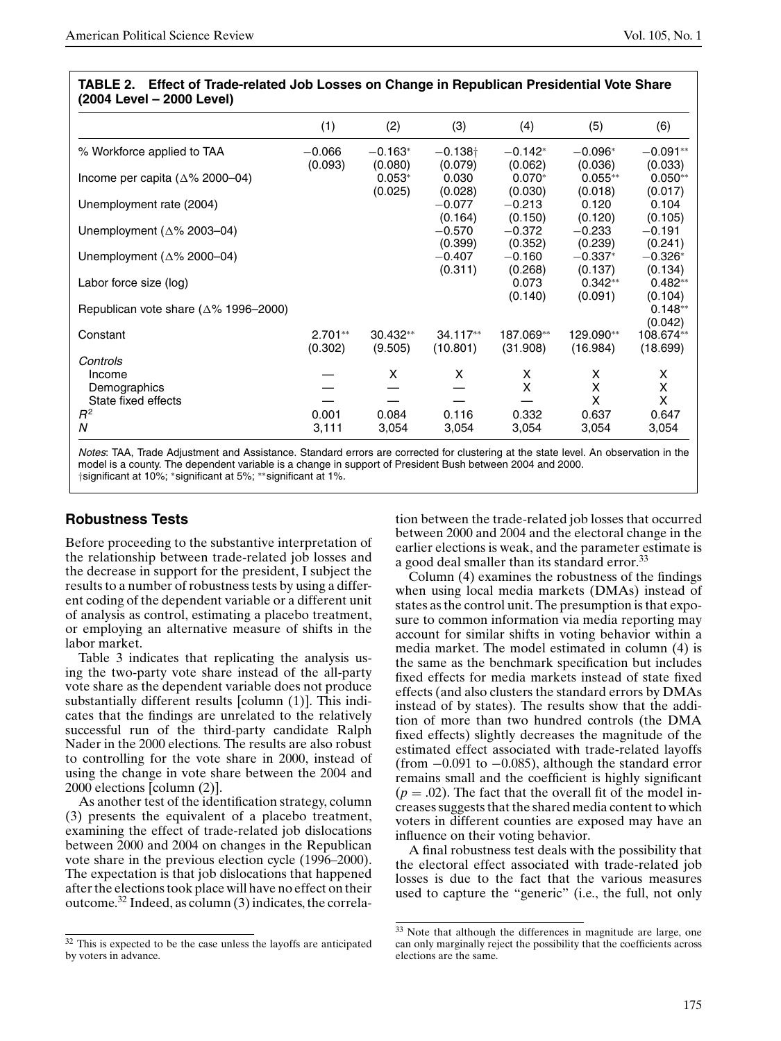**TABLE 2. Effect of Trade-related Job Losses on Change in Republican Presidential Vote Share (2004 Level – 2000 Level)**

| | (1) | (2) | (3) | (4) | (5) | (6) |
|---|---|---|---|---|---|---|
| % Workforce applied to TAA | −0.066 | −0.163* | −0.138† | −0.142* | −0.096* | −0.091** |
| | (0.093) | (0.080) | (0.079) | (0.062) | (0.036) | (0.033) |
| Income per capita (Δ% 2000–04) | | 0.053* | 0.030 | 0.070* | 0.055** | 0.050** |
| | | (0.025) | (0.028) | (0.030) | (0.018) | (0.017) |
| Unemployment rate (2004) | | | −0.077 | −0.213 | 0.120 | 0.104 |
| | | | (0.164) | (0.150) | (0.120) | (0.105) |
| Unemployment (Δ% 2003–04) | | | −0.570 | −0.372 | −0.233 | −0.191 |
| | | | (0.399) | (0.352) | (0.239) | (0.241) |
| Unemployment (Δ% 2000–04) | | | −0.407 | −0.160 | −0.337* | −0.326* |
| | | | (0.311) | (0.268) | (0.137) | (0.134) |
| Labor force size (log) | | | | 0.073 | 0.342** | 0.482** |
| | | | | (0.140) | (0.091) | (0.104) |
| Republican vote share (Δ% 1996–2000) | | | | | | 0.148** |
| | | | | | | (0.042) |
| Constant | 2.701** | 30.432** | 34.117** | 187.069** | 129.090** | 108.674** |
| | (0.302) | (9.505) | (10.801) | (31.908) | (16.984) | (18.699) |
| *Controls* | | | | | | |
| Income | — | X | X | X | X | X |
| Demographics | — | — | — | X | X | X |
| State fixed effects | — | — | — | — | X | X |
| $R^2$ | 0.001 | 0.084 | 0.116 | 0.332 | 0.637 | 0.647 |
| $N$ | 3,111 | 3,054 | 3,054 | 3,054 | 3,054 | 3,054 |

*Notes*: TAA, Trade Adjustment and Assistance. Standard errors are corrected for clustering at the state level. An observation in the model is a county. The dependent variable is a change in support of President Bush between 2004 and 2000.
†significant at 10%; *significant at 5%; **significant at 1%.

## Robustness Tests

Before proceeding to the substantive interpretation of the relationship between trade-related job losses and the decrease in support for the president, I subject the results to a number of robustness tests by using a different coding of the dependent variable or a different unit of analysis as control, estimating a placebo treatment, or employing an alternative measure of shifts in the labor market.

Table 3 indicates that replicating the analysis using the two-party vote share instead of the all-party vote share as the dependent variable does not produce substantially different results [column (1)]. This indicates that the findings are unrelated to the relatively successful run of the third-party candidate Ralph Nader in the 2000 elections. The results are also robust to controlling for the vote share in 2000, instead of using the change in vote share between the 2004 and 2000 elections [column (2)].

As another test of the identification strategy, column (3) presents the equivalent of a placebo treatment, examining the effect of trade-related job dislocations between 2000 and 2004 on changes in the Republican vote share in the previous election cycle (1996–2000). The expectation is that job dislocations that happened after the elections took place will have no effect on their outcome.[32] Indeed, as column (3) indicates, the correlation between the trade-related job losses that occurred between 2000 and 2004 and the electoral change in the earlier elections is weak, and the parameter estimate is a good deal smaller than its standard error.[33]

Column (4) examines the robustness of the findings when using local media markets (DMAs) instead of states as the control unit. The presumption is that exposure to common information via media reporting may account for similar shifts in voting behavior within a media market. The model estimated in column (4) is the same as the benchmark specification but includes fixed effects for media markets instead of state fixed effects (and also clusters the standard errors by DMAs instead of by states). The results show that the addition of more than two hundred controls (the DMA fixed effects) slightly decreases the magnitude of the estimated effect associated with trade-related layoffs (from −0.091 to −0.085), although the standard error remains small and the coefficient is highly significant ($p = .02$). The fact that the overall fit of the model increases suggests that the shared media content to which voters in different counties are exposed may have an influence on their voting behavior.

A final robustness test deals with the possibility that the electoral effect associated with trade-related job losses is due to the fact that the various measures used to capture the "generic" (i.e., the full, not only

[32] This is expected to be the case unless the layoffs are anticipated by voters in advance.

[33] Note that although the differences in magnitude are large, one can only marginally reject the possibility that the coefficients across elections are the same.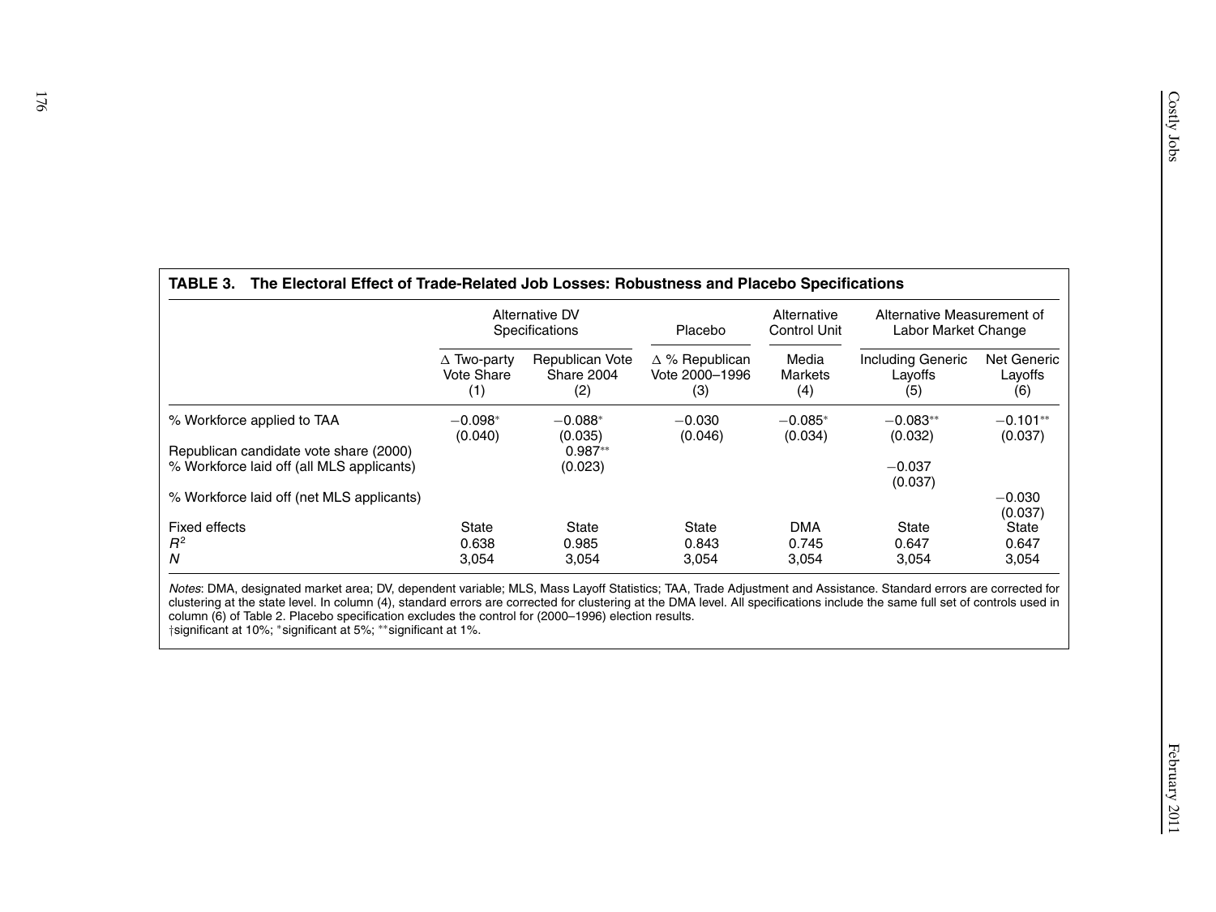**TABLE 3. The Electoral Effect of Trade-Related Job Losses: Robustness and Placebo Specifications**

| | Alternative DV Specifications | | Placebo | Alternative Control Unit | Alternative Measurement of Labor Market Change | |
|---|---|---|---|---|---|---|
| | Δ Two-party Vote Share (1) | Republican Vote Share 2004 (2) | Δ % Republican Vote 2000–1996 (3) | Media Markets (4) | Including Generic Layoffs (5) | Net Generic Layoffs (6) |
| % Workforce applied to TAA | −0.098* (0.040) | −0.088* (0.035) | −0.030 (0.046) | −0.085* (0.034) | −0.083** (0.032) | −0.101** (0.037) |
| Republican candidate vote share (2000) | | 0.987** (0.023) | | | | |
| % Workforce laid off (all MLS applicants) | | | | | −0.037 (0.037) | |
| % Workforce laid off (net MLS applicants) | | | | | | −0.030 (0.037) |
| Fixed effects | State | State | State | DMA | State | State |
| $R^2$ | 0.638 | 0.985 | 0.843 | 0.745 | 0.647 | 0.647 |
| $N$ | 3,054 | 3,054 | 3,054 | 3,054 | 3,054 | 3,054 |

*Notes*: DMA, designated market area; DV, dependent variable; MLS, Mass Layoff Statistics; TAA, Trade Adjustment and Assistance. Standard errors are corrected for clustering at the state level. In column (4), standard errors are corrected for clustering at the DMA level. All specifications include the same full set of controls used in column (6) of Table 2. Placebo specification excludes the control for (2000–1996) election results.
†significant at 10%; *significant at 5%; **significant at 1%.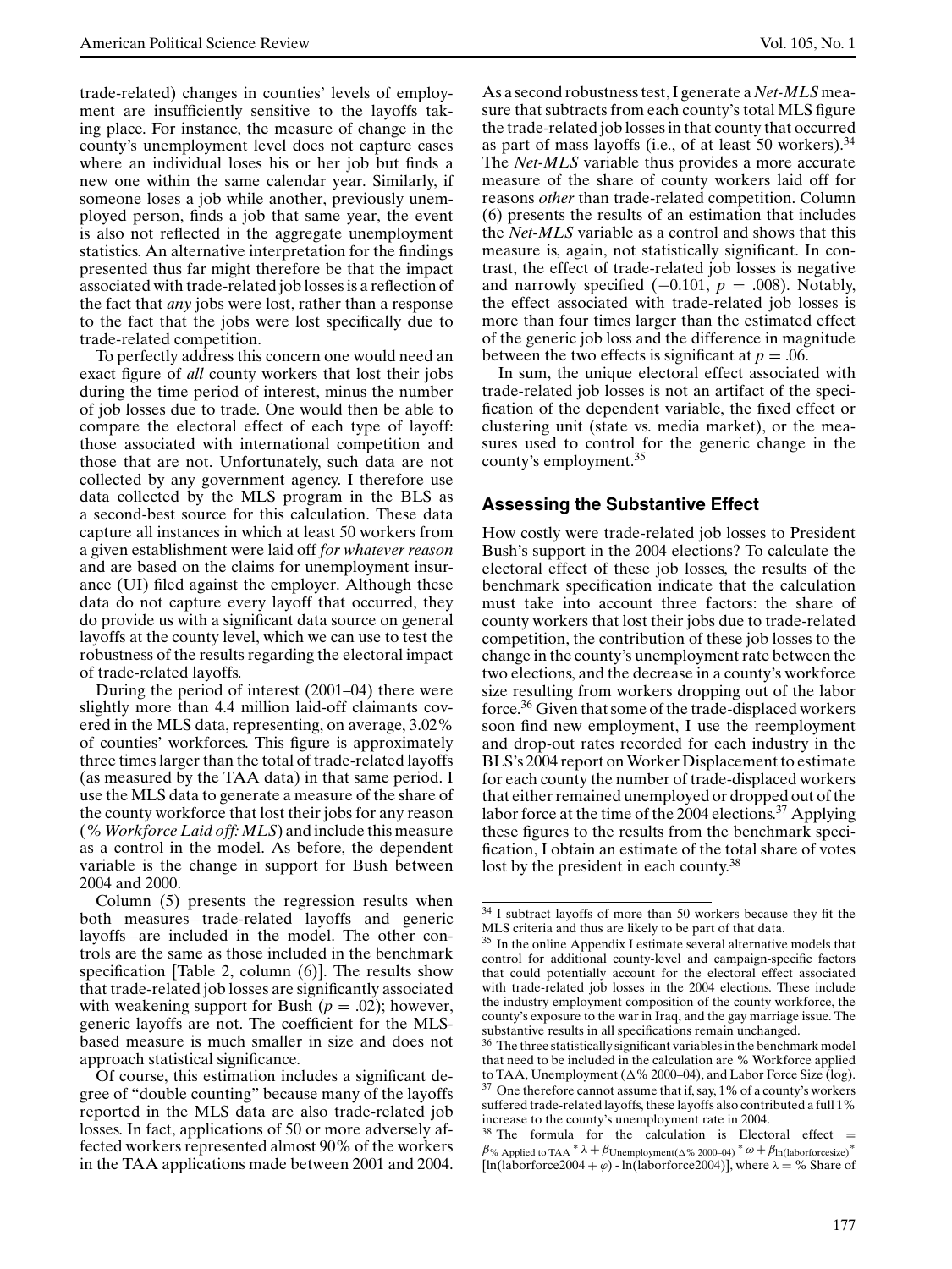trade-related) changes in counties' levels of employment are insufficiently sensitive to the layoffs taking place. For instance, the measure of change in the county's unemployment level does not capture cases where an individual loses his or her job but finds a new one within the same calendar year. Similarly, if someone loses a job while another, previously unemployed person, finds a job that same year, the event is also not reflected in the aggregate unemployment statistics. An alternative interpretation for the findings presented thus far might therefore be that the impact associated with trade-related job losses is a reflection of the fact that *any* jobs were lost, rather than a response to the fact that the jobs were lost specifically due to trade-related competition.

To perfectly address this concern one would need an exact figure of *all* county workers that lost their jobs during the time period of interest, minus the number of job losses due to trade. One would then be able to compare the electoral effect of each type of layoff: those associated with international competition and those that are not. Unfortunately, such data are not collected by any government agency. I therefore use data collected by the MLS program in the BLS as a second-best source for this calculation. These data capture all instances in which at least 50 workers from a given establishment were laid off *for whatever reason* and are based on the claims for unemployment insurance (UI) filed against the employer. Although these data do not capture every layoff that occurred, they do provide us with a significant data source on general layoffs at the county level, which we can use to test the robustness of the results regarding the electoral impact of trade-related layoffs.

During the period of interest (2001–04) there were slightly more than 4.4 million laid-off claimants covered in the MLS data, representing, on average, 3.02% of counties' workforces. This figure is approximately three times larger than the total of trade-related layoffs (as measured by the TAA data) in that same period. I use the MLS data to generate a measure of the share of the county workforce that lost their jobs for any reason (*% Workforce Laid off: MLS*) and include this measure as a control in the model. As before, the dependent variable is the change in support for Bush between 2004 and 2000.

Column (5) presents the regression results when both measures—trade-related layoffs and generic layoffs—are included in the model. The other controls are the same as those included in the benchmark specification [Table 2, column (6)]. The results show that trade-related job losses are significantly associated with weakening support for Bush ($p = .02$); however, generic layoffs are not. The coefficient for the MLS-based measure is much smaller in size and does not approach statistical significance.

Of course, this estimation includes a significant degree of "double counting" because many of the layoffs reported in the MLS data are also trade-related job losses. In fact, applications of 50 or more adversely affected workers represented almost 90% of the workers in the TAA applications made between 2001 and 2004.

As a second robustness test, I generate a *Net-MLS* measure that subtracts from each county's total MLS figure the trade-related job losses in that county that occurred as part of mass layoffs (i.e., of at least 50 workers).[34] The *Net-MLS* variable thus provides a more accurate measure of the share of county workers laid off for reasons *other* than trade-related competition. Column (6) presents the results of an estimation that includes the *Net-MLS* variable as a control and shows that this measure is, again, not statistically significant. In contrast, the effect of trade-related job losses is negative and narrowly specified ($-0.101$, $p = .008$). Notably, the effect associated with trade-related job losses is more than four times larger than the estimated effect of the generic job loss and the difference in magnitude between the two effects is significant at $p = .06$.

In sum, the unique electoral effect associated with trade-related job losses is not an artifact of the specification of the dependent variable, the fixed effect or clustering unit (state vs. media market), or the measures used to control for the generic change in the county's employment.[35]

## Assessing the Substantive Effect

How costly were trade-related job losses to President Bush's support in the 2004 elections? To calculate the electoral effect of these job losses, the results of the benchmark specification indicate that the calculation must take into account three factors: the share of county workers that lost their jobs due to trade-related competition, the contribution of these job losses to the change in the county's unemployment rate between the two elections, and the decrease in a county's workforce size resulting from workers dropping out of the labor force.[36] Given that some of the trade-displaced workers soon find new employment, I use the reemployment and drop-out rates recorded for each industry in the BLS's 2004 report on Worker Displacement to estimate for each county the number of trade-displaced workers that either remained unemployed or dropped out of the labor force at the time of the 2004 elections.[37] Applying these figures to the results from the benchmark specification, I obtain an estimate of the total share of votes lost by the president in each county.[38]

---

[34] I subtract layoffs of more than 50 workers because they fit the MLS criteria and thus are likely to be part of that data.

[35] In the online Appendix I estimate several alternative models that control for additional county-level and campaign-specific factors that could potentially account for the electoral effect associated with trade-related job losses in the 2004 elections. These include the industry employment composition of the county workforce, the county's exposure to the war in Iraq, and the gay marriage issue. The substantive results in all specifications remain unchanged.

[36] The three statistically significant variables in the benchmark model that need to be included in the calculation are % Workforce applied to TAA, Unemployment (Δ% 2000–04), and Labor Force Size (log).

[37] One therefore cannot assume that if, say, 1% of a county's workers suffered trade-related layoffs, these layoffs also contributed a full 1% increase to the county's unemployment rate in 2004.

[38] The formula for the calculation is Electoral effect = $\beta_{\text{\% Applied to TAA}} * \lambda + \beta_{\text{Unemployment}(\Delta\% \text{ 2000–04})} * \omega + \beta_{\ln(\text{laborforcesize})} *$ [ln(laborforce2004 + $\varphi$) - ln(laborforce2004)], where $\lambda$ = % Share of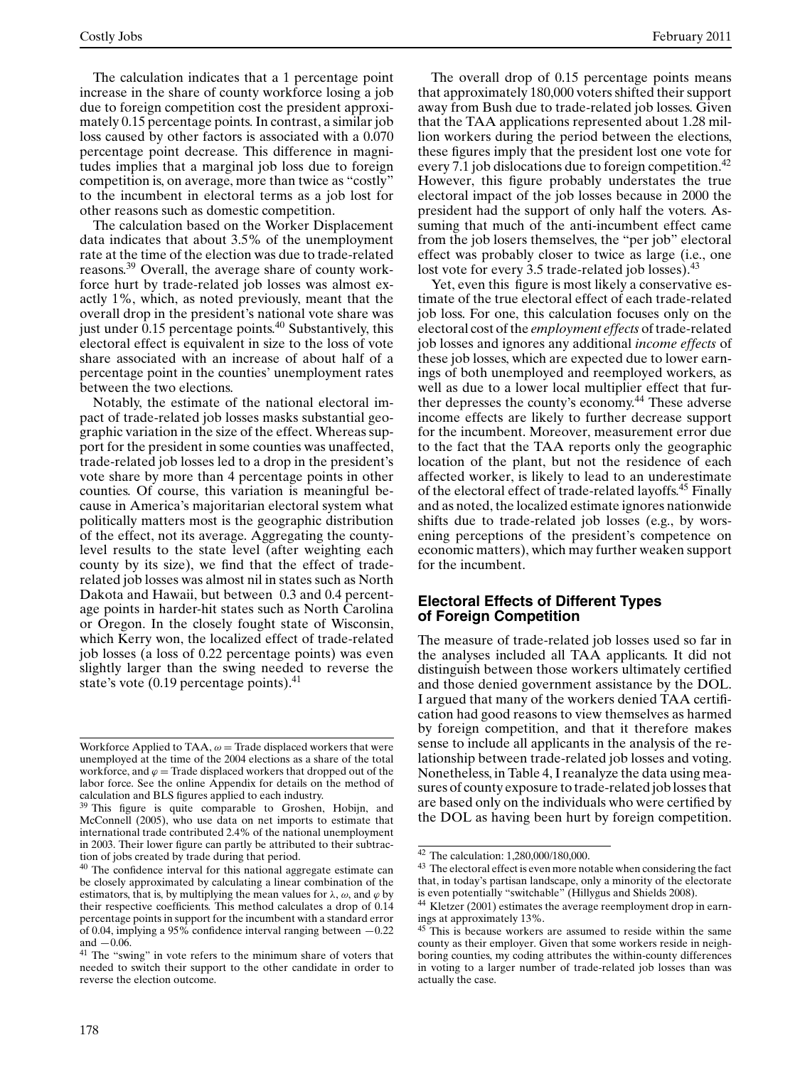The calculation indicates that a 1 percentage point increase in the share of county workforce losing a job due to foreign competition cost the president approximately 0.15 percentage points. In contrast, a similar job loss caused by other factors is associated with a 0.070 percentage point decrease. This difference in magnitudes implies that a marginal job loss due to foreign competition is, on average, more than twice as "costly" to the incumbent in electoral terms as a job lost for other reasons such as domestic competition.

The calculation based on the Worker Displacement data indicates that about 3.5% of the unemployment rate at the time of the election was due to trade-related reasons.[39] Overall, the average share of county workforce hurt by trade-related job losses was almost exactly 1%, which, as noted previously, meant that the overall drop in the president's national vote share was just under 0.15 percentage points.[40] Substantively, this electoral effect is equivalent in size to the loss of vote share associated with an increase of about half of a percentage point in the counties' unemployment rates between the two elections.

Notably, the estimate of the national electoral impact of trade-related job losses masks substantial geographic variation in the size of the effect. Whereas support for the president in some counties was unaffected, trade-related job losses led to a drop in the president's vote share by more than 4 percentage points in other counties. Of course, this variation is meaningful because in America's majoritarian electoral system what politically matters most is the geographic distribution of the effect, not its average. Aggregating the county-level results to the state level (after weighting each county by its size), we find that the effect of trade-related job losses was almost nil in states such as North Dakota and Hawaii, but between 0.3 and 0.4 percentage points in harder-hit states such as North Carolina or Oregon. In the closely fought state of Wisconsin, which Kerry won, the localized effect of trade-related job losses (a loss of 0.22 percentage points) was even slightly larger than the swing needed to reverse the state's vote (0.19 percentage points).[41]

The overall drop of 0.15 percentage points means that approximately 180,000 voters shifted their support away from Bush due to trade-related job losses. Given that the TAA applications represented about 1.28 million workers during the period between the elections, these figures imply that the president lost one vote for every 7.1 job dislocations due to foreign competition.[42] However, this figure probably understates the true electoral impact of the job losses because in 2000 the president had the support of only half the voters. Assuming that much of the anti-incumbent effect came from the job losers themselves, the "per job" electoral effect was probably closer to twice as large (i.e., one lost vote for every 3.5 trade-related job losses).[43]

Yet, even this figure is most likely a conservative estimate of the true electoral effect of each trade-related job loss. For one, this calculation focuses only on the electoral cost of the *employment effects* of trade-related job losses and ignores any additional *income effects* of these job losses, which are expected due to lower earnings of both unemployed and reemployed workers, as well as due to a lower local multiplier effect that further depresses the county's economy.[44] These adverse income effects are likely to further decrease support for the incumbent. Moreover, measurement error due to the fact that the TAA reports only the geographic location of the plant, but not the residence of each affected worker, is likely to lead to an underestimate of the electoral effect of trade-related layoffs.[45] Finally and as noted, the localized estimate ignores nationwide shifts due to trade-related job losses (e.g., by worsening perceptions of the president's competence on economic matters), which may further weaken support for the incumbent.

## Electoral Effects of Different Types of Foreign Competition

The measure of trade-related job losses used so far in the analyses included all TAA applicants. It did not distinguish between those workers ultimately certified and those denied government assistance by the DOL. I argued that many of the workers denied TAA certification had good reasons to view themselves as harmed by foreign competition, and that it therefore makes sense to include all applicants in the analysis of the relationship between trade-related job losses and voting. Nonetheless, in Table 4, I reanalyze the data using measures of county exposure to trade-related job losses that are based only on the individuals who were certified by the DOL as having been hurt by foreign competition.

---

Workforce Applied to TAA, $\omega$ = Trade displaced workers that were unemployed at the time of the 2004 elections as a share of the total workforce, and $\varphi$ = Trade displaced workers that dropped out of the labor force. See the online Appendix for details on the method of calculation and BLS figures applied to each industry.

[39] This figure is quite comparable to Groshen, Hobijn, and McConnell (2005), who use data on net imports to estimate that international trade contributed 2.4% of the national unemployment in 2003. Their lower figure can partly be attributed to their subtraction of jobs created by trade during that period.

[40] The confidence interval for this national aggregate estimate can be closely approximated by calculating a linear combination of the estimators, that is, by multiplying the mean values for $\lambda$, $\omega$, and $\varphi$ by their respective coefficients. This method calculates a drop of 0.14 percentage points in support for the incumbent with a standard error of 0.04, implying a 95% confidence interval ranging between −0.22 and −0.06.

[41] The "swing" in vote refers to the minimum share of voters that needed to switch their support to the other candidate in order to reverse the election outcome.

[42] The calculation: 1,280,000/180,000.

[43] The electoral effect is even more notable when considering the fact that, in today's partisan landscape, only a minority of the electorate is even potentially "switchable" (Hillygus and Shields 2008).

[44] Kletzer (2001) estimates the average reemployment drop in earnings at approximately 13%.

[45] This is because workers are assumed to reside within the same county as their employer. Given that some workers reside in neighboring counties, my coding attributes the within-county differences in voting to a larger number of trade-related job losses than was actually the case.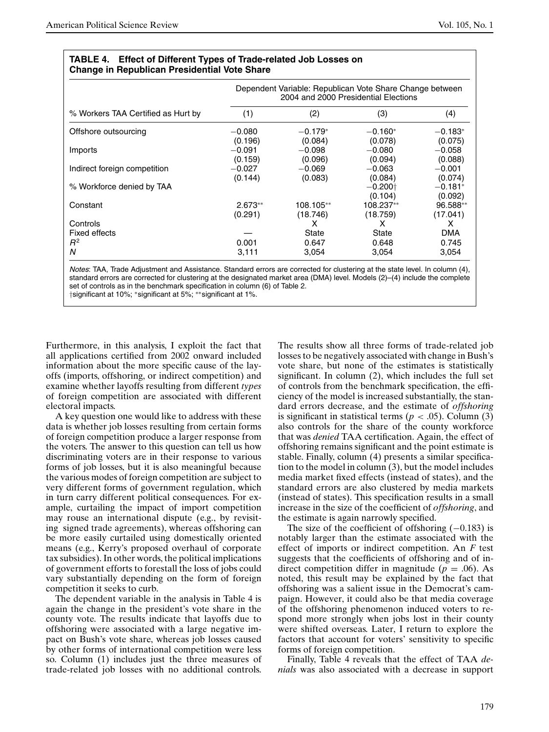**TABLE 4. Effect of Different Types of Trade-related Job Losses on Change in Republican Presidential Vote Share**

| | Dependent Variable: Republican Vote Share Change between 2004 and 2000 Presidential Elections | | | |
|---|---|---|---|---|
| % Workers TAA Certified as Hurt by | (1) | (2) | (3) | (4) |
| Offshore outsourcing | −0.080 | −0.179* | −0.160* | −0.183* |
| | (0.196) | (0.084) | (0.078) | (0.075) |
| Imports | −0.091 | −0.098 | −0.080 | −0.058 |
| | (0.159) | (0.096) | (0.094) | (0.088) |
| Indirect foreign competition | −0.027 | −0.069 | −0.063 | −0.001 |
| | (0.144) | (0.083) | (0.084) | (0.074) |
| % Workforce denied by TAA | | | −0.200† | −0.181* |
| | | | (0.104) | (0.092) |
| Constant | 2.673** | 108.105** | 108.237** | 96.588** |
| | (0.291) | (18.746) | (18.759) | (17.041) |
| Controls | | X | X | X |
| Fixed effects | — | State | State | DMA |
| $R^2$ | 0.001 | 0.647 | 0.648 | 0.745 |
| $N$ | 3,111 | 3,054 | 3,054 | 3,054 |

*Notes*: TAA, Trade Adjustment and Assistance. Standard errors are corrected for clustering at the state level. In column (4), standard errors are corrected for clustering at the designated market area (DMA) level. Models (2)–(4) include the complete set of controls as in the benchmark specification in column (6) of Table 2.
†significant at 10%; *significant at 5%; **significant at 1%.

Furthermore, in this analysis, I exploit the fact that all applications certified from 2002 onward included information about the more specific cause of the layoffs (imports, offshoring, or indirect competition) and examine whether layoffs resulting from different *types* of foreign competition are associated with different electoral impacts.

A key question one would like to address with these data is whether job losses resulting from certain forms of foreign competition produce a larger response from the voters. The answer to this question can tell us how discriminating voters are in their response to various forms of job losses, but it is also meaningful because the various modes of foreign competition are subject to very different forms of government regulation, which in turn carry different political consequences. For example, curtailing the impact of import competition may rouse an international dispute (e.g., by revisiting signed trade agreements), whereas offshoring can be more easily curtailed using domestically oriented means (e.g., Kerry's proposed overhaul of corporate tax subsidies). In other words, the political implications of government efforts to forestall the loss of jobs could vary substantially depending on the form of foreign competition it seeks to curb.

The dependent variable in the analysis in Table 4 is again the change in the president's vote share in the county vote. The results indicate that layoffs due to offshoring were associated with a large negative impact on Bush's vote share, whereas job losses caused by other forms of international competition were less so. Column (1) includes just the three measures of trade-related job losses with no additional controls. The results show all three forms of trade-related job losses to be negatively associated with change in Bush's vote share, but none of the estimates is statistically significant. In column (2), which includes the full set of controls from the benchmark specification, the efficiency of the model is increased substantially, the standard errors decrease, and the estimate of *offshoring* is significant in statistical terms ($p < .05$). Column (3) also controls for the share of the county workforce that was *denied* TAA certification. Again, the effect of offshoring remains significant and the point estimate is stable. Finally, column (4) presents a similar specification to the model in column (3), but the model includes media market fixed effects (instead of states), and the standard errors are also clustered by media markets (instead of states). This specification results in a small increase in the size of the coefficient of *offshoring*, and the estimate is again narrowly specified.

The size of the coefficient of offshoring (−0.183) is notably larger than the estimate associated with the effect of imports or indirect competition. An $F$ test suggests that the coefficients of offshoring and of indirect competition differ in magnitude ($p = .06$). As noted, this result may be explained by the fact that offshoring was a salient issue in the Democrat's campaign. However, it could also be that media coverage of the offshoring phenomenon induced voters to respond more strongly when jobs lost in their county were shifted overseas. Later, I return to explore the factors that account for voters' sensitivity to specific forms of foreign competition.

Finally, Table 4 reveals that the effect of TAA *denials* was also associated with a decrease in support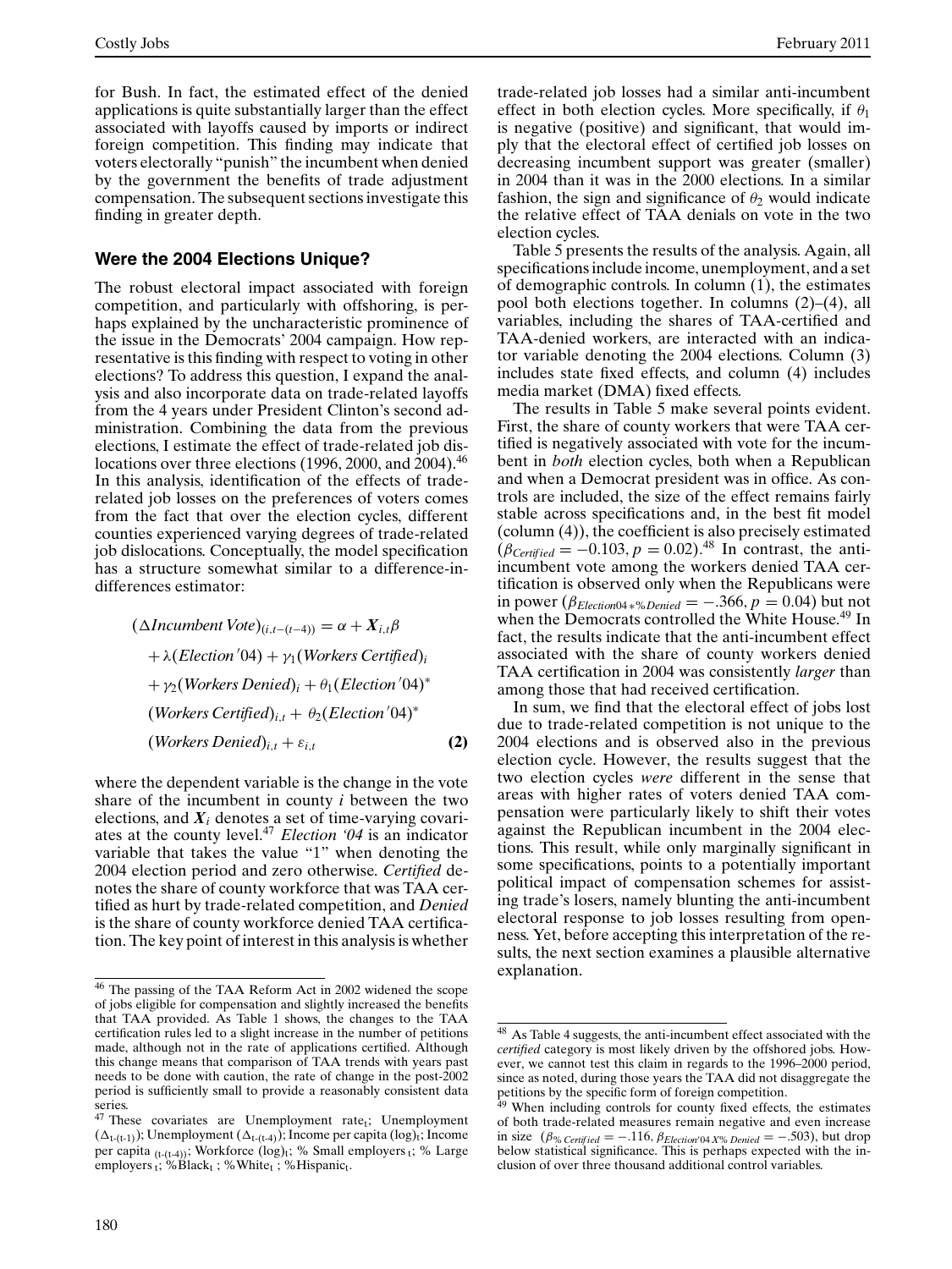for Bush. In fact, the estimated effect of the denied applications is quite substantially larger than the effect associated with layoffs caused by imports or indirect foreign competition. This finding may indicate that voters electorally "punish" the incumbent when denied by the government the benefits of trade adjustment compensation. The subsequent sections investigate this finding in greater depth.

## Were the 2004 Elections Unique?

The robust electoral impact associated with foreign competition, and particularly with offshoring, is perhaps explained by the uncharacteristic prominence of the issue in the Democrats' 2004 campaign. How representative is this finding with respect to voting in other elections? To address this question, I expand the analysis and also incorporate data on trade-related layoffs from the 4 years under President Clinton's second administration. Combining the data from the previous elections, I estimate the effect of trade-related job dislocations over three elections (1996, 2000, and 2004).[46] In this analysis, identification of the effects of trade-related job losses on the preferences of voters comes from the fact that over the election cycles, different counties experienced varying degrees of trade-related job dislocations. Conceptually, the model specification has a structure somewhat similar to a difference-in-differences estimator:

$$
\begin{aligned}
(\Delta Incumbent\,Vote)_{(i,t-(t-4))} &= \alpha + \boldsymbol{X}_{i,t}\beta \\
&+ \lambda(Election'04) + \gamma_1(Workers\,Certified)_i \\
&+ \gamma_2(Workers\,Denied)_i + \theta_1(Election'04)^* \\
&(Workers\,Certified)_{i,t} + \theta_2(Election'04)^* \\
&(Workers\,Denied)_{i,t} + \varepsilon_{i,t} \qquad \textbf{(2)}
\end{aligned}
$$

where the dependent variable is the change in the vote share of the incumbent in county $i$ between the two elections, and $\boldsymbol{X}_i$ denotes a set of time-varying covariates at the county level.[47] *Election '04* is an indicator variable that takes the value "1" when denoting the 2004 election period and zero otherwise. *Certified* denotes the share of county workforce that was TAA certified as hurt by trade-related competition, and *Denied* is the share of county workforce denied TAA certification. The key point of interest in this analysis is whether trade-related job losses had a similar anti-incumbent effect in both election cycles. More specifically, if $\theta_1$ is negative (positive) and significant, that would imply that the electoral effect of certified job losses on decreasing incumbent support was greater (smaller) in 2004 than it was in the 2000 elections. In a similar fashion, the sign and significance of $\theta_2$ would indicate the relative effect of TAA denials on vote in the two election cycles.

Table 5 presents the results of the analysis. Again, all specifications include income, unemployment, and a set of demographic controls. In column (1), the estimates pool both elections together. In columns (2)–(4), all variables, including the shares of TAA-certified and TAA-denied workers, are interacted with an indicator variable denoting the 2004 elections. Column (3) includes state fixed effects, and column (4) includes media market (DMA) fixed effects.

The results in Table 5 make several points evident. First, the share of county workers that were TAA certified is negatively associated with vote for the incumbent in *both* election cycles, both when a Republican and when a Democrat president was in office. As controls are included, the size of the effect remains fairly stable across specifications and, in the best fit model (column (4)), the coefficient is also precisely estimated ($\beta_{Certified} = -0.103$, $p = 0.02$).[48] In contrast, the anti-incumbent vote among the workers denied TAA certification is observed only when the Republicans were in power ($\beta_{Election04*\%Denied} = -.366$, $p = 0.04$) but not when the Democrats controlled the White House.[49] In fact, the results indicate that the anti-incumbent effect associated with the share of county workers denied TAA certification in 2004 was consistently *larger* than among those that had received certification.

In sum, we find that the electoral effect of jobs lost due to trade-related competition is not unique to the 2004 elections and is observed also in the previous election cycle. However, the results suggest that the two election cycles *were* different in the sense that areas with higher rates of voters denied TAA compensation were particularly likely to shift their votes against the Republican incumbent in the 2004 elections. This result, while only marginally significant in some specifications, points to a potentially important political impact of compensation schemes for assisting trade's losers, namely blunting the anti-incumbent electoral response to job losses resulting from openness. Yet, before accepting this interpretation of the results, the next section examines a plausible alternative explanation.

---

[46] The passing of the TAA Reform Act in 2002 widened the scope of jobs eligible for compensation and slightly increased the benefits that TAA provided. As Table 1 shows, the changes to the TAA certification rules led to a slight increase in the number of petitions made, although not in the rate of applications certified. Although this change means that comparison of TAA trends with years past needs to be done with caution, the rate of change in the post-2002 period is sufficiently small to provide a reasonably consistent data series.

[47] These covariates are Unemployment $\text{rate}_t$; Unemployment $(\Delta_{t-(t-1)})$; Unemployment $(\Delta_{t-(t-4)})$; Income per capita $(\log)_t$; Income per capita $_{(t-(t-4))}$; Workforce $(\log)_t$; % Small $\text{employers}_t$; % Large $\text{employers}_t$; $\%\text{Black}_t$; $\%\text{White}_t$; $\%\text{Hispanic}_t$.

[48] As Table 4 suggests, the anti-incumbent effect associated with the *certified* category is most likely driven by the offshored jobs. However, we cannot test this claim in regards to the 1996–2000 period, since as noted, during those years the TAA did not disaggregate the petitions by the specific form of foreign competition.

[49] When including controls for county fixed effects, the estimates of both trade-related measures remain negative and even increase in size ($\beta_{\%\,Certified} = -.116$, $\beta_{Election'04\,X\%\,Denied} = -.503$), but drop below statistical significance. This is perhaps expected with the inclusion of over three thousand additional control variables.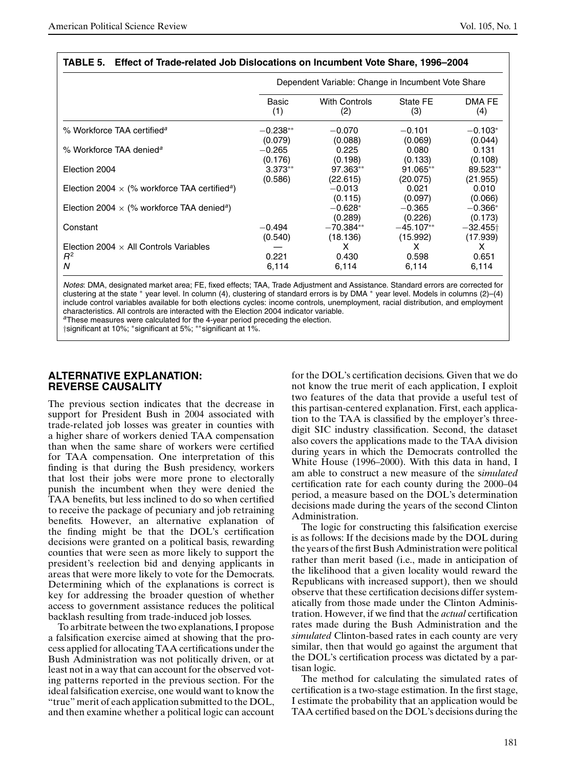**TABLE 5. Effect of Trade-related Job Dislocations on Incumbent Vote Share, 1996–2004**

| | Dependent Variable: Change in Incumbent Vote Share | | | |
|---|---|---|---|---|
| | Basic (1) | With Controls (2) | State FE (3) | DMA FE (4) |
| % Workforce TAA certified[a] | −0.238** | −0.070 | −0.101 | −0.103* |
| | (0.079) | (0.088) | (0.069) | (0.044) |
| % Workforce TAA denied[a] | −0.265 | 0.225 | 0.080 | 0.131 |
| | (0.176) | (0.198) | (0.133) | (0.108) |
| Election 2004 | 3.373** | 97.363** | 91.065** | 89.523** |
| | (0.586) | (22.615) | (20.075) | (21.955) |
| Election 2004 × (% workforce TAA certified[a]) | | −0.013 | 0.021 | 0.010 |
| | | (0.115) | (0.097) | (0.066) |
| Election 2004 × (% workforce TAA denied[a]) | | −0.628* | −0.365 | −0.366* |
| | | (0.289) | (0.226) | (0.173) |
| Constant | −0.494 | −70.384** | −45.107** | −32.455† |
| | (0.540) | (18.136) | (15.992) | (17.939) |
| Election 2004 × All Controls Variables | — | X | X | X |
| $R^2$ | 0.221 | 0.430 | 0.598 | 0.651 |
| $N$ | 6,114 | 6,114 | 6,114 | 6,114 |

*Notes*: DMA, designated market area; FE, fixed effects; TAA, Trade Adjustment and Assistance. Standard errors are corrected for clustering at the state * year level. In column (4), clustering of standard errors is by DMA * year level. Models in columns (2)–(4) include control variables available for both elections cycles: income controls, unemployment, racial distribution, and employment characteristics. All controls are interacted with the Election 2004 indicator variable.
[a]These measures were calculated for the 4-year period preceding the election.
†significant at 10%; *significant at 5%; **significant at 1%.

## ALTERNATIVE EXPLANATION: REVERSE CAUSALITY

The previous section indicates that the decrease in support for President Bush in 2004 associated with trade-related job losses was greater in counties with a higher share of workers denied TAA compensation than when the same share of workers were certified for TAA compensation. One interpretation of this finding is that during the Bush presidency, workers that lost their jobs were more prone to electorally punish the incumbent when they were denied the TAA benefits, but less inclined to do so when certified to receive the package of pecuniary and job retraining benefits. However, an alternative explanation of the finding might be that the DOL's certification decisions were granted on a political basis, rewarding counties that were seen as more likely to support the president's reelection bid and denying applicants in areas that were more likely to vote for the Democrats. Determining which of the explanations is correct is key for addressing the broader question of whether access to government assistance reduces the political backlash resulting from trade-induced job losses.

To arbitrate between the two explanations, I propose a falsification exercise aimed at showing that the process applied for allocating TAA certifications under the Bush Administration was not politically driven, or at least not in a way that can account for the observed voting patterns reported in the previous section. For the ideal falsification exercise, one would want to know the "true" merit of each application submitted to the DOL, and then examine whether a political logic can account for the DOL's certification decisions. Given that we do not know the true merit of each application, I exploit two features of the data that provide a useful test of this partisan-centered explanation. First, each application to the TAA is classified by the employer's three-digit SIC industry classification. Second, the dataset also covers the applications made to the TAA division during years in which the Democrats controlled the White House (1996–2000). With this data in hand, I am able to construct a new measure of the s*imulated* certification rate for each county during the 2000–04 period, a measure based on the DOL's determination decisions made during the years of the second Clinton Administration.

The logic for constructing this falsification exercise is as follows: If the decisions made by the DOL during the years of the first Bush Administration were political rather than merit based (i.e., made in anticipation of the likelihood that a given locality would reward the Republicans with increased support), then we should observe that these certification decisions differ systematically from those made under the Clinton Administration. However, if we find that the *actual* certification rates made during the Bush Administration and the *simulated* Clinton-based rates in each county are very similar, then that would go against the argument that the DOL's certification process was dictated by a partisan logic.

The method for calculating the simulated rates of certification is a two-stage estimation. In the first stage, I estimate the probability that an application would be TAA certified based on the DOL's decisions during the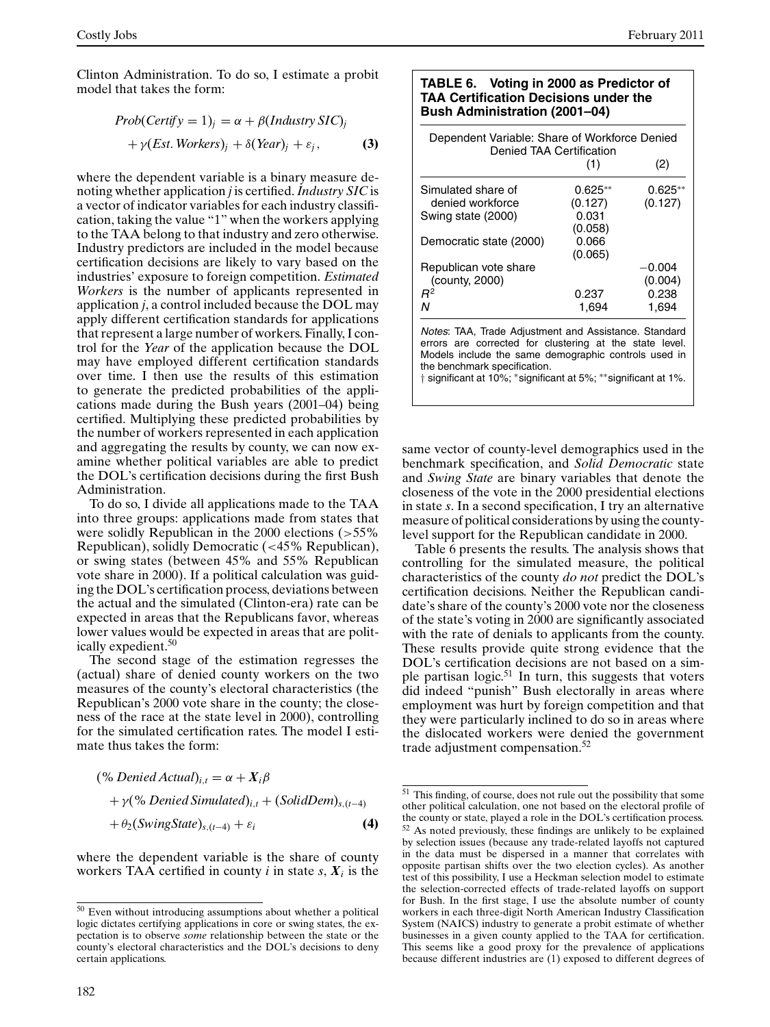Clinton Administration. To do so, I estimate a probit model that takes the form:

$$Prob(Certify = 1)_j = \alpha + \beta(Industry\ SIC)_j + \gamma(Est.\ Workers)_j + \delta(Year)_j + \varepsilon_j, \quad \textbf{(3)}$$

where the dependent variable is a binary measure denoting whether application *j* is certified. *Industry SIC* is a vector of indicator variables for each industry classification, taking the value "1" when the workers applying to the TAA belong to that industry and zero otherwise. Industry predictors are included in the model because certification decisions are likely to vary based on the industries' exposure to foreign competition. *Estimated Workers* is the number of applicants represented in application *j*, a control included because the DOL may apply different certification standards for applications that represent a large number of workers. Finally, I control for the *Year* of the application because the DOL may have employed different certification standards over time. I then use the results of this estimation to generate the predicted probabilities of the applications made during the Bush years (2001–04) being certified. Multiplying these predicted probabilities by the number of workers represented in each application and aggregating the results by county, we can now examine whether political variables are able to predict the DOL's certification decisions during the first Bush Administration.

To do so, I divide all applications made to the TAA into three groups: applications made from states that were solidly Republican in the 2000 elections (>55% Republican), solidly Democratic (<45% Republican), or swing states (between 45% and 55% Republican vote share in 2000). If a political calculation was guiding the DOL's certification process, deviations between the actual and the simulated (Clinton-era) rate can be expected in areas that the Republicans favor, whereas lower values would be expected in areas that are politically expedient.[50]

The second stage of the estimation regresses the (actual) share of denied county workers on the two measures of the county's electoral characteristics (the Republican's 2000 vote share in the county; the closeness of the race at the state level in 2000), controlling for the simulated certification rates. The model I estimate thus takes the form:

$$(\%\ Denied\ Actual)_{i,t} = \alpha + \boldsymbol{X}_i\beta + \gamma(\%\ Denied\ Simulated)_{i,t} + (SolidDem)_{s,(t-4)} + \theta_2(SwingState)_{s,(t-4)} + \varepsilon_i \quad \textbf{(4)}$$

where the dependent variable is the share of county workers TAA certified in county *i* in state *s*, $\boldsymbol{X}_i$ is the same vector of county-level demographics used in the benchmark specification, and *Solid Democratic* state and *Swing State* are binary variables that denote the closeness of the vote in the 2000 presidential elections in state *s*. In a second specification, I try an alternative measure of political considerations by using the county-level support for the Republican candidate in 2000.

**TABLE 6. Voting in 2000 as Predictor of TAA Certification Decisions under the Bush Administration (2001–04)**

| Dependent Variable: Share of Workforce Denied TAA Certification | (1) | (2) |
|---|---|---|
| Simulated share of denied workforce | 0.625** | 0.625** |
| | (0.127) | (0.127) |
| Swing state (2000) | 0.031 | |
| | (0.058) | |
| Democratic state (2000) | 0.066 | |
| | (0.065) | |
| Republican vote share (county, 2000) | | −0.004 |
| | | (0.004) |
| $R^2$ | 0.237 | 0.238 |
| *N* | 1,694 | 1,694 |

*Notes*: TAA, Trade Adjustment and Assistance. Standard errors are corrected for clustering at the state level. Models include the same demographic controls used in the benchmark specification.
† significant at 10%; *significant at 5%; **significant at 1%.

Table 6 presents the results. The analysis shows that controlling for the simulated measure, the political characteristics of the county *do not* predict the DOL's certification decisions. Neither the Republican candidate's share of the county's 2000 vote nor the closeness of the state's voting in 2000 are significantly associated with the rate of denials to applicants from the county. These results provide quite strong evidence that the DOL's certification decisions are not based on a simple partisan logic.[51] In turn, this suggests that voters did indeed "punish" Bush electorally in areas where employment was hurt by foreign competition and that they were particularly inclined to do so in areas where the dislocated workers were denied the government trade adjustment compensation.[52]

---

[50] Even without introducing assumptions about whether a political logic dictates certifying applications in core or swing states, the expectation is to observe *some* relationship between the state or the county's electoral characteristics and the DOL's decisions to deny certain applications.

[51] This finding, of course, does not rule out the possibility that some other political calculation, one not based on the electoral profile of the county or state, played a role in the DOL's certification process.

[52] As noted previously, these findings are unlikely to be explained by selection issues (because any trade-related layoffs not captured in the data must be dispersed in a manner that correlates with opposite partisan shifts over the two election cycles). As another test of this possibility, I use a Heckman selection model to estimate the selection-corrected effects of trade-related layoffs on support for Bush. In the first stage, I use the absolute number of county workers in each three-digit North American Industry Classification System (NAICS) industry to generate a probit estimate of whether businesses in a given county applied to the TAA for certification. This seems like a good proxy for the prevalence of applications because different industries are (1) exposed to different degrees of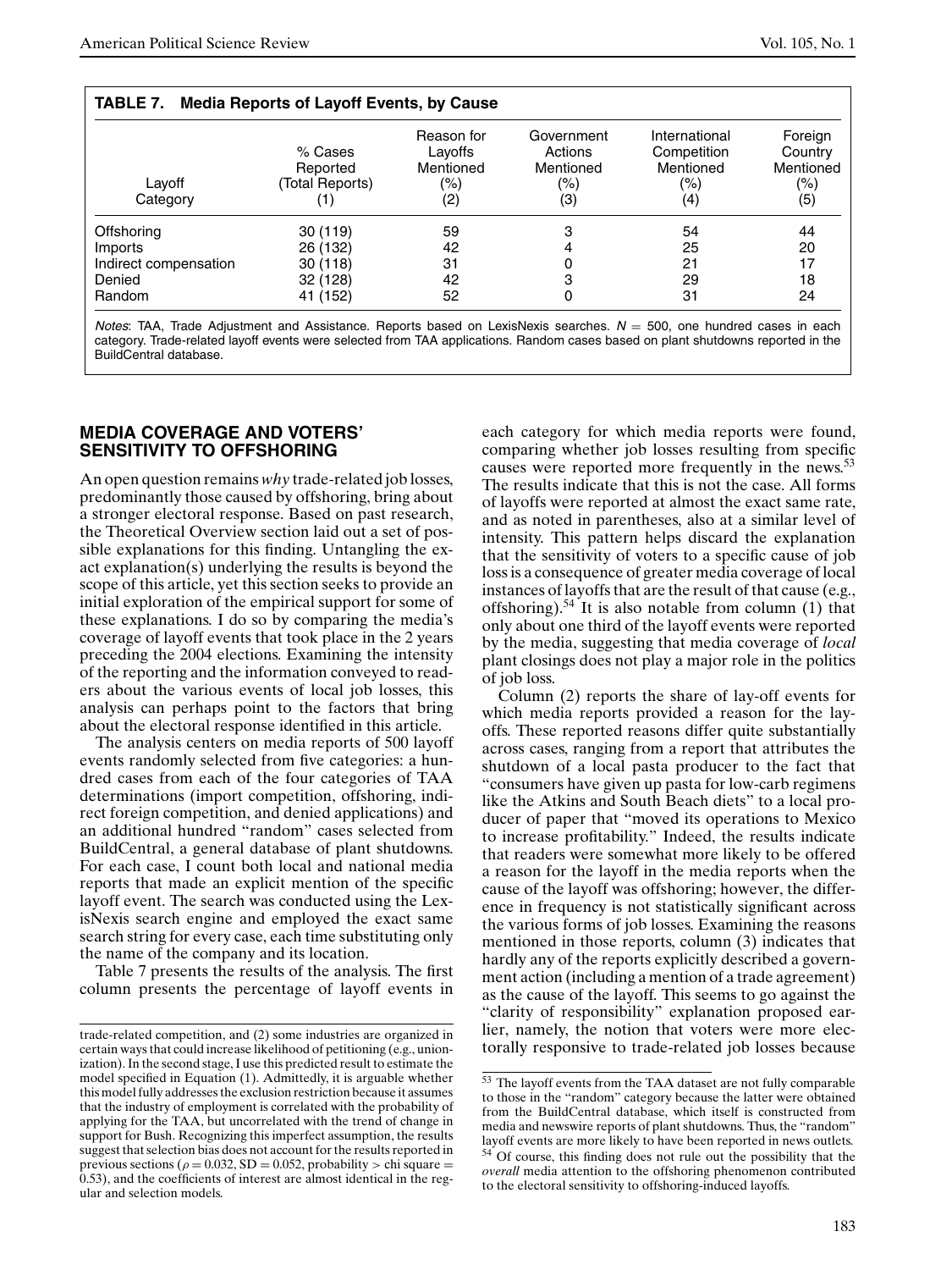**TABLE 7. Media Reports of Layoff Events, by Cause**

| Layoff Category | % Cases Reported (Total Reports) (1) | Reason for Layoffs Mentioned (%) (2) | Government Actions Mentioned (%) (3) | International Competition Mentioned (%) (4) | Foreign Country Mentioned (%) (5) |
|---|---|---|---|---|---|
| Offshoring | 30 (119) | 59 | 3 | 54 | 44 |
| Imports | 26 (132) | 42 | 4 | 25 | 20 |
| Indirect compensation | 30 (118) | 31 | 0 | 21 | 17 |
| Denied | 32 (128) | 42 | 3 | 29 | 18 |
| Random | 41 (152) | 52 | 0 | 31 | 24 |

*Notes*: TAA, Trade Adjustment and Assistance. Reports based on LexisNexis searches. $N = 500$, one hundred cases in each category. Trade-related layoff events were selected from TAA applications. Random cases based on plant shutdowns reported in the BuildCentral database.

## MEDIA COVERAGE AND VOTERS' SENSITIVITY TO OFFSHORING

An open question remains *why* trade-related job losses, predominantly those caused by offshoring, bring about a stronger electoral response. Based on past research, the Theoretical Overview section laid out a set of possible explanations for this finding. Untangling the exact explanation(s) underlying the results is beyond the scope of this article, yet this section seeks to provide an initial exploration of the empirical support for some of these explanations. I do so by comparing the media's coverage of layoff events that took place in the 2 years preceding the 2004 elections. Examining the intensity of the reporting and the information conveyed to readers about the various events of local job losses, this analysis can perhaps point to the factors that bring about the electoral response identified in this article.

The analysis centers on media reports of 500 layoff events randomly selected from five categories: a hundred cases from each of the four categories of TAA determinations (import competition, offshoring, indirect foreign competition, and denied applications) and an additional hundred "random" cases selected from BuildCentral, a general database of plant shutdowns. For each case, I count both local and national media reports that made an explicit mention of the specific layoff event. The search was conducted using the LexisNexis search engine and employed the exact same search string for every case, each time substituting only the name of the company and its location.

Table 7 presents the results of the analysis. The first column presents the percentage of layoff events in each category for which media reports were found, comparing whether job losses resulting from specific causes were reported more frequently in the news.[53] The results indicate that this is not the case. All forms of layoffs were reported at almost the exact same rate, and as noted in parentheses, also at a similar level of intensity. This pattern helps discard the explanation that the sensitivity of voters to a specific cause of job loss is a consequence of greater media coverage of local instances of layoffs that are the result of that cause (e.g., offshoring).[54] It is also notable from column (1) that only about one third of the layoff events were reported by the media, suggesting that media coverage of *local* plant closings does not play a major role in the politics of job loss.

Column (2) reports the share of lay-off events for which media reports provided a reason for the layoffs. These reported reasons differ quite substantially across cases, ranging from a report that attributes the shutdown of a local pasta producer to the fact that "consumers have given up pasta for low-carb regimens like the Atkins and South Beach diets" to a local producer of paper that "moved its operations to Mexico to increase profitability." Indeed, the results indicate that readers were somewhat more likely to be offered a reason for the layoff in the media reports when the cause of the layoff was offshoring; however, the difference in frequency is not statistically significant across the various forms of job losses. Examining the reasons mentioned in those reports, column (3) indicates that hardly any of the reports explicitly described a government action (including a mention of a trade agreement) as the cause of the layoff. This seems to go against the "clarity of responsibility" explanation proposed earlier, namely, the notion that voters were more electorally responsive to trade-related job losses because

trade-related competition, and (2) some industries are organized in certain ways that could increase likelihood of petitioning (e.g., unionization). In the second stage, I use this predicted result to estimate the model specified in Equation (1). Admittedly, it is arguable whether this model fully addresses the exclusion restriction because it assumes that the industry of employment is correlated with the probability of applying for the TAA, but uncorrelated with the trend of change in support for Bush. Recognizing this imperfect assumption, the results suggest that selection bias does not account for the results reported in previous sections ($\rho = 0.032$, SD = 0.052, probability > chi square = 0.53), and the coefficients of interest are almost identical in the regular and selection models.

[53] The layoff events from the TAA dataset are not fully comparable to those in the "random" category because the latter were obtained from the BuildCentral database, which itself is constructed from media and newswire reports of plant shutdowns. Thus, the "random" layoff events are more likely to have been reported in news outlets.

[54] Of course, this finding does not rule out the possibility that the *overall* media attention to the offshoring phenomenon contributed to the electoral sensitivity to offshoring-induced layoffs.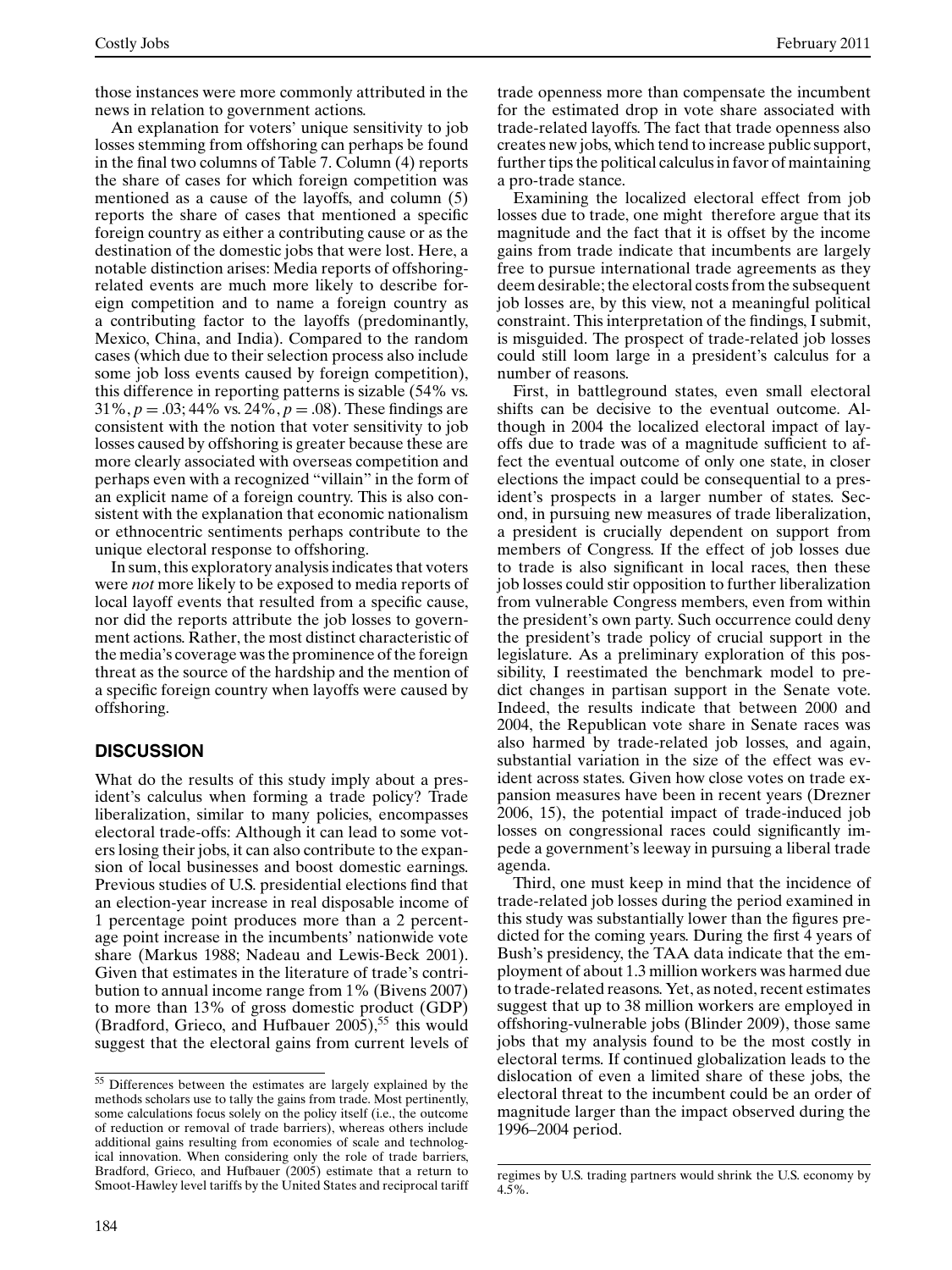those instances were more commonly attributed in the news in relation to government actions.

An explanation for voters' unique sensitivity to job losses stemming from offshoring can perhaps be found in the final two columns of Table 7. Column (4) reports the share of cases for which foreign competition was mentioned as a cause of the layoffs, and column (5) reports the share of cases that mentioned a specific foreign country as either a contributing cause or as the destination of the domestic jobs that were lost. Here, a notable distinction arises: Media reports of offshoring-related events are much more likely to describe foreign competition and to name a foreign country as a contributing factor to the layoffs (predominantly, Mexico, China, and India). Compared to the random cases (which due to their selection process also include some job loss events caused by foreign competition), this difference in reporting patterns is sizable (54% vs. 31%, $p = .03$; 44% vs. 24%, $p = .08$). These findings are consistent with the notion that voter sensitivity to job losses caused by offshoring is greater because these are more clearly associated with overseas competition and perhaps even with a recognized "villain" in the form of an explicit name of a foreign country. This is also consistent with the explanation that economic nationalism or ethnocentric sentiments perhaps contribute to the unique electoral response to offshoring.

In sum, this exploratory analysis indicates that voters were *not* more likely to be exposed to media reports of local layoff events that resulted from a specific cause, nor did the reports attribute the job losses to government actions. Rather, the most distinct characteristic of the media's coverage was the prominence of the foreign threat as the source of the hardship and the mention of a specific foreign country when layoffs were caused by offshoring.

## DISCUSSION

What do the results of this study imply about a president's calculus when forming a trade policy? Trade liberalization, similar to many policies, encompasses electoral trade-offs: Although it can lead to some voters losing their jobs, it can also contribute to the expansion of local businesses and boost domestic earnings. Previous studies of U.S. presidential elections find that an election-year increase in real disposable income of 1 percentage point produces more than a 2 percentage point increase in the incumbents' nationwide vote share (Markus 1988; Nadeau and Lewis-Beck 2001). Given that estimates in the literature of trade's contribution to annual income range from 1% (Bivens 2007) to more than 13% of gross domestic product (GDP) (Bradford, Grieco, and Hufbauer 2005),[55] this would suggest that the electoral gains from current levels of trade openness more than compensate the incumbent for the estimated drop in vote share associated with trade-related layoffs. The fact that trade openness also creates new jobs, which tend to increase public support, further tips the political calculus in favor of maintaining a pro-trade stance.

Examining the localized electoral effect from job losses due to trade, one might therefore argue that its magnitude and the fact that it is offset by the income gains from trade indicate that incumbents are largely free to pursue international trade agreements as they deem desirable; the electoral costs from the subsequent job losses are, by this view, not a meaningful political constraint. This interpretation of the findings, I submit, is misguided. The prospect of trade-related job losses could still loom large in a president's calculus for a number of reasons.

First, in battleground states, even small electoral shifts can be decisive to the eventual outcome. Although in 2004 the localized electoral impact of layoffs due to trade was of a magnitude sufficient to affect the eventual outcome of only one state, in closer elections the impact could be consequential to a president's prospects in a larger number of states. Second, in pursuing new measures of trade liberalization, a president is crucially dependent on support from members of Congress. If the effect of job losses due to trade is also significant in local races, then these job losses could stir opposition to further liberalization from vulnerable Congress members, even from within the president's own party. Such occurrence could deny the president's trade policy of crucial support in the legislature. As a preliminary exploration of this possibility, I reestimated the benchmark model to predict changes in partisan support in the Senate vote. Indeed, the results indicate that between 2000 and 2004, the Republican vote share in Senate races was also harmed by trade-related job losses, and again, substantial variation in the size of the effect was evident across states. Given how close votes on trade expansion measures have been in recent years (Drezner 2006, 15), the potential impact of trade-induced job losses on congressional races could significantly impede a government's leeway in pursuing a liberal trade agenda.

Third, one must keep in mind that the incidence of trade-related job losses during the period examined in this study was substantially lower than the figures predicted for the coming years. During the first 4 years of Bush's presidency, the TAA data indicate that the employment of about 1.3 million workers was harmed due to trade-related reasons. Yet, as noted, recent estimates suggest that up to 38 million workers are employed in offshoring-vulnerable jobs (Blinder 2009), those same jobs that my analysis found to be the most costly in electoral terms. If continued globalization leads to the dislocation of even a limited share of these jobs, the electoral threat to the incumbent could be an order of magnitude larger than the impact observed during the 1996–2004 period.

[55] Differences between the estimates are largely explained by the methods scholars use to tally the gains from trade. Most pertinently, some calculations focus solely on the policy itself (i.e., the outcome of reduction or removal of trade barriers), whereas others include additional gains resulting from economies of scale and technological innovation. When considering only the role of trade barriers, Bradford, Grieco, and Hufbauer (2005) estimate that a return to Smoot-Hawley level tariffs by the United States and reciprocal tariff regimes by U.S. trading partners would shrink the U.S. economy by 4.5%.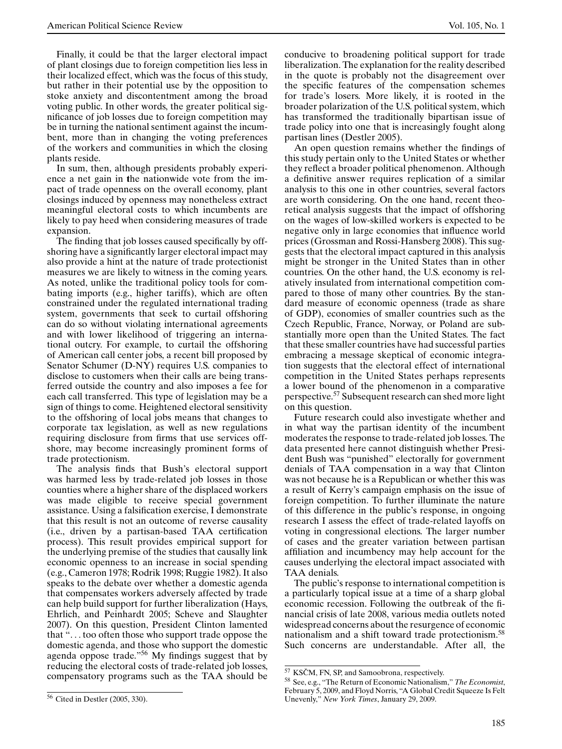Finally, it could be that the larger electoral impact of plant closings due to foreign competition lies less in their localized effect, which was the focus of this study, but rather in their potential use by the opposition to stoke anxiety and discontentment among the broad voting public. In other words, the greater political significance of job losses due to foreign competition may be in turning the national sentiment against the incumbent, more than in changing the voting preferences of the workers and communities in which the closing plants reside.

In sum, then, although presidents probably experience a net gain in the nationwide vote from the impact of trade openness on the overall economy, plant closings induced by openness may nonetheless extract meaningful electoral costs to which incumbents are likely to pay heed when considering measures of trade expansion.

The finding that job losses caused specifically by offshoring have a significantly larger electoral impact may also provide a hint at the nature of trade protectionist measures we are likely to witness in the coming years. As noted, unlike the traditional policy tools for combating imports (e.g., higher tariffs), which are often constrained under the regulated international trading system, governments that seek to curtail offshoring can do so without violating international agreements and with lower likelihood of triggering an international outcry. For example, to curtail the offshoring of American call center jobs, a recent bill proposed by Senator Schumer (D-NY) requires U.S. companies to disclose to customers when their calls are being transferred outside the country and also imposes a fee for each call transferred. This type of legislation may be a sign of things to come. Heightened electoral sensitivity to the offshoring of local jobs means that changes to corporate tax legislation, as well as new regulations requiring disclosure from firms that use services offshore, may become increasingly prominent forms of trade protectionism.

The analysis finds that Bush's electoral support was harmed less by trade-related job losses in those counties where a higher share of the displaced workers was made eligible to receive special government assistance. Using a falsification exercise, I demonstrate that this result is not an outcome of reverse causality (i.e., driven by a partisan-based TAA certification process). This result provides empirical support for the underlying premise of the studies that causally link economic openness to an increase in social spending (e.g., Cameron 1978; Rodrik 1998; Ruggie 1982). It also speaks to the debate over whether a domestic agenda that compensates workers adversely affected by trade can help build support for further liberalization (Hays, Ehrlich, and Peinhardt 2005; Scheve and Slaughter 2007). On this question, President Clinton lamented that "... too often those who support trade oppose the domestic agenda, and those who support the domestic agenda oppose trade."[56] My findings suggest that by reducing the electoral costs of trade-related job losses, compensatory programs such as the TAA should be conducive to broadening political support for trade liberalization. The explanation for the reality described in the quote is probably not the disagreement over the specific features of the compensation schemes for trade's losers. More likely, it is rooted in the broader polarization of the U.S. political system, which has transformed the traditionally bipartisan issue of trade policy into one that is increasingly fought along partisan lines (Destler 2005).

An open question remains whether the findings of this study pertain only to the United States or whether they reflect a broader political phenomenon. Although a definitive answer requires replication of a similar analysis to this one in other countries, several factors are worth considering. On the one hand, recent theoretical analysis suggests that the impact of offshoring on the wages of low-skilled workers is expected to be negative only in large economies that influence world prices (Grossman and Rossi-Hansberg 2008). This suggests that the electoral impact captured in this analysis might be stronger in the United States than in other countries. On the other hand, the U.S. economy is relatively insulated from international competition compared to those of many other countries. By the standard measure of economic openness (trade as share of GDP), economies of smaller countries such as the Czech Republic, France, Norway, or Poland are substantially more open than the United States. The fact that these smaller countries have had successful parties embracing a message skeptical of economic integration suggests that the electoral effect of international competition in the United States perhaps represents a lower bound of the phenomenon in a comparative perspective.[57] Subsequent research can shed more light on this question.

Future research could also investigate whether and in what way the partisan identity of the incumbent moderates the response to trade-related job losses. The data presented here cannot distinguish whether President Bush was "punished" electorally for government denials of TAA compensation in a way that Clinton was not because he is a Republican or whether this was a result of Kerry's campaign emphasis on the issue of foreign competition. To further illuminate the nature of this difference in the public's response, in ongoing research I assess the effect of trade-related layoffs on voting in congressional elections. The larger number of cases and the greater variation between partisan affiliation and incumbency may help account for the causes underlying the electoral impact associated with TAA denials.

The public's response to international competition is a particularly topical issue at a time of a sharp global economic recession. Following the outbreak of the financial crisis of late 2008, various media outlets noted widespread concerns about the resurgence of economic nationalism and a shift toward trade protectionism.[58] Such concerns are understandable. After all, the

[56] Cited in Destler (2005, 330).

[57] KSČM, FN, SP, and Samoobrona, respectively.

[58] See, e.g., "The Return of Economic Nationalism," *The Economist*, February 5, 2009, and Floyd Norris, "A Global Credit Squeeze Is Felt Unevenly," *New York Times*, January 29, 2009.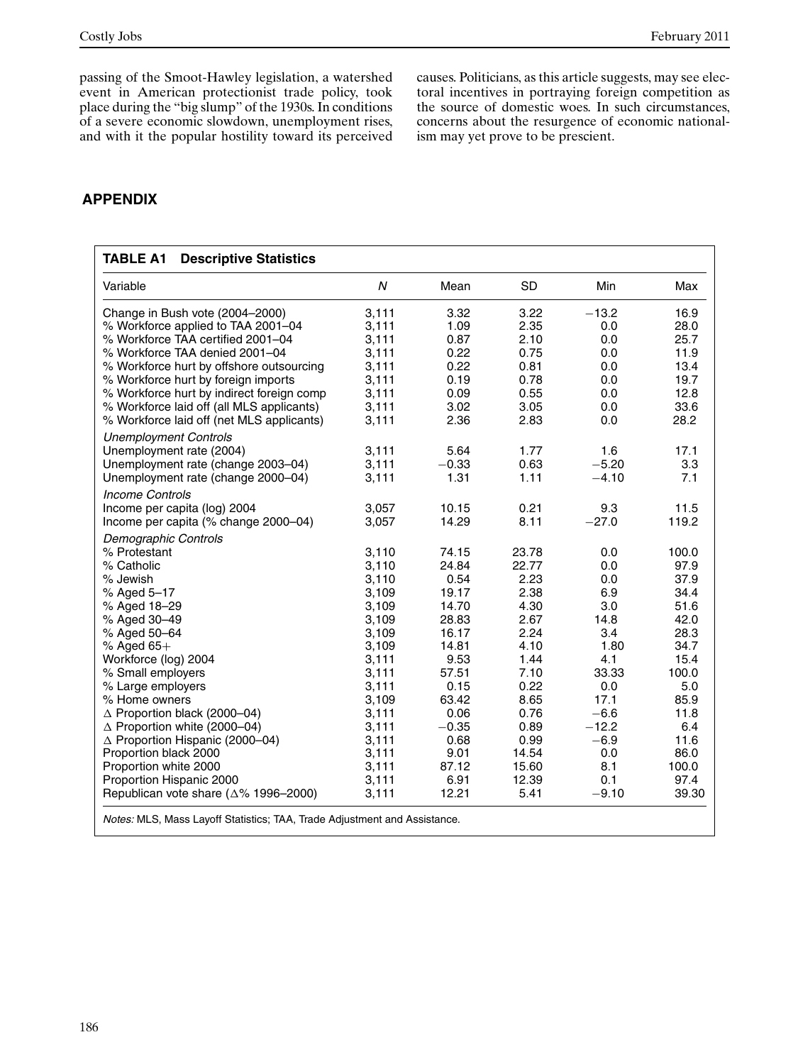passing of the Smoot-Hawley legislation, a watershed event in American protectionist trade policy, took place during the "big slump" of the 1930s. In conditions of a severe economic slowdown, unemployment rises, and with it the popular hostility toward its perceived causes. Politicians, as this article suggests, may see electoral incentives in portraying foreign competition as the source of domestic woes. In such circumstances, concerns about the resurgence of economic nationalism may yet prove to be prescient.

## APPENDIX

**TABLE A1 Descriptive Statistics**

| Variable | N | Mean | SD | Min | Max |
|---|---|---|---|---|---|
| Change in Bush vote (2004–2000) | 3,111 | 3.32 | 3.22 | −13.2 | 16.9 |
| % Workforce applied to TAA 2001–04 | 3,111 | 1.09 | 2.35 | 0.0 | 28.0 |
| % Workforce TAA certified 2001–04 | 3,111 | 0.87 | 2.10 | 0.0 | 25.7 |
| % Workforce TAA denied 2001–04 | 3,111 | 0.22 | 0.75 | 0.0 | 11.9 |
| % Workforce hurt by offshore outsourcing | 3,111 | 0.22 | 0.81 | 0.0 | 13.4 |
| % Workforce hurt by foreign imports | 3,111 | 0.19 | 0.78 | 0.0 | 19.7 |
| % Workforce hurt by indirect foreign comp | 3,111 | 0.09 | 0.55 | 0.0 | 12.8 |
| % Workforce laid off (all MLS applicants) | 3,111 | 3.02 | 3.05 | 0.0 | 33.6 |
| % Workforce laid off (net MLS applicants) | 3,111 | 2.36 | 2.83 | 0.0 | 28.2 |
| *Unemployment Controls* | | | | | |
| Unemployment rate (2004) | 3,111 | 5.64 | 1.77 | 1.6 | 17.1 |
| Unemployment rate (change 2003–04) | 3,111 | −0.33 | 0.63 | −5.20 | 3.3 |
| Unemployment rate (change 2000–04) | 3,111 | 1.31 | 1.11 | −4.10 | 7.1 |
| *Income Controls* | | | | | |
| Income per capita (log) 2004 | 3,057 | 10.15 | 0.21 | 9.3 | 11.5 |
| Income per capita (% change 2000–04) | 3,057 | 14.29 | 8.11 | −27.0 | 119.2 |
| *Demographic Controls* | | | | | |
| % Protestant | 3,110 | 74.15 | 23.78 | 0.0 | 100.0 |
| % Catholic | 3,110 | 24.84 | 22.77 | 0.0 | 97.9 |
| % Jewish | 3,110 | 0.54 | 2.23 | 0.0 | 37.9 |
| % Aged 5–17 | 3,109 | 19.17 | 2.38 | 6.9 | 34.4 |
| % Aged 18–29 | 3,109 | 14.70 | 4.30 | 3.0 | 51.6 |
| % Aged 30–49 | 3,109 | 28.83 | 2.67 | 14.8 | 42.0 |
| % Aged 50–64 | 3,109 | 16.17 | 2.24 | 3.4 | 28.3 |
| % Aged 65+ | 3,109 | 14.81 | 4.10 | 1.80 | 34.7 |
| Workforce (log) 2004 | 3,111 | 9.53 | 1.44 | 4.1 | 15.4 |
| % Small employers | 3,111 | 57.51 | 7.10 | 33.33 | 100.0 |
| % Large employers | 3,111 | 0.15 | 0.22 | 0.0 | 5.0 |
| % Home owners | 3,109 | 63.42 | 8.65 | 17.1 | 85.9 |
| Δ Proportion black (2000–04) | 3,111 | 0.06 | 0.76 | −6.6 | 11.8 |
| Δ Proportion white (2000–04) | 3,111 | −0.35 | 0.89 | −12.2 | 6.4 |
| Δ Proportion Hispanic (2000–04) | 3,111 | 0.68 | 0.99 | −6.9 | 11.6 |
| Proportion black 2000 | 3,111 | 9.01 | 14.54 | 0.0 | 86.0 |
| Proportion white 2000 | 3,111 | 87.12 | 15.60 | 8.1 | 100.0 |
| Proportion Hispanic 2000 | 3,111 | 6.91 | 12.39 | 0.1 | 97.4 |
| Republican vote share (Δ% 1996–2000) | 3,111 | 12.21 | 5.41 | −9.10 | 39.30 |

*Notes:* MLS, Mass Layoff Statistics; TAA, Trade Adjustment and Assistance.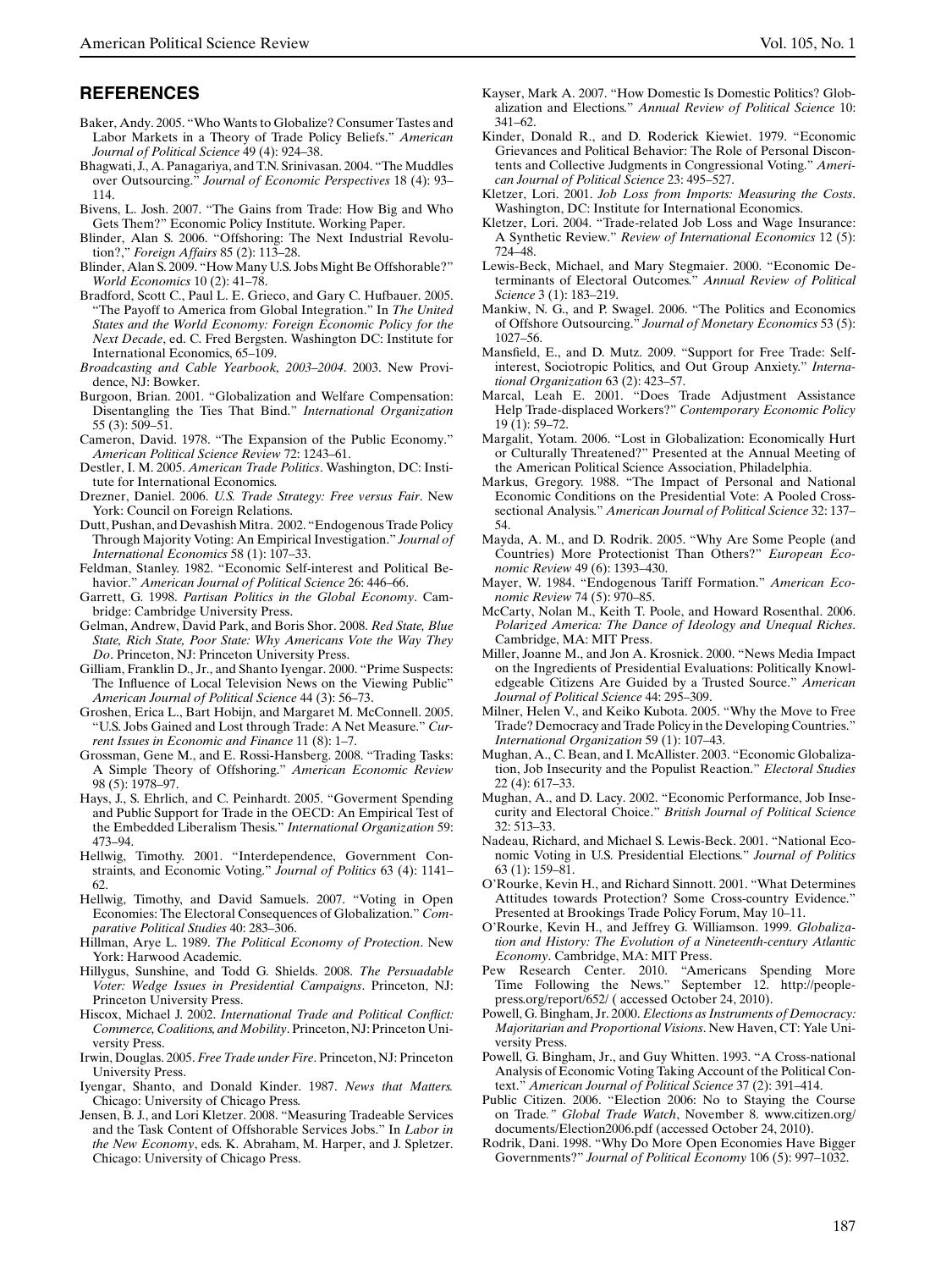## REFERENCES

Baker, Andy. 2005. "Who Wants to Globalize? Consumer Tastes and Labor Markets in a Theory of Trade Policy Beliefs." *American Journal of Political Science* 49 (4): 924–38.

Bhagwati, J., A. Panagariya, and T.N. Srinivasan. 2004. "The Muddles over Outsourcing." *Journal of Economic Perspectives* 18 (4): 93–114.

Bivens, L. Josh. 2007. "The Gains from Trade: How Big and Who Gets Them?" Economic Policy Institute. Working Paper.

Blinder, Alan S. 2006. "Offshoring: The Next Industrial Revolution?," *Foreign Affairs* 85 (2): 113–28.

Blinder, Alan S. 2009. "How Many U.S. Jobs Might Be Offshorable?" *World Economics* 10 (2): 41–78.

Bradford, Scott C., Paul L. E. Grieco, and Gary C. Hufbauer. 2005. "The Payoff to America from Global Integration." In *The United States and the World Economy: Foreign Economic Policy for the Next Decade*, ed. C. Fred Bergsten. Washington DC: Institute for International Economics, 65–109.

*Broadcasting and Cable Yearbook, 2003–2004*. 2003. New Providence, NJ: Bowker.

Burgoon, Brian. 2001. "Globalization and Welfare Compensation: Disentangling the Ties That Bind." *International Organization* 55 (3): 509–51.

Cameron, David. 1978. "The Expansion of the Public Economy." *American Political Science Review* 72: 1243–61.

Destler, I. M. 2005. *American Trade Politics*. Washington, DC: Institute for International Economics.

Drezner, Daniel. 2006. *U.S. Trade Strategy: Free versus Fair*. New York: Council on Foreign Relations.

Dutt, Pushan, and Devashish Mitra. 2002. "Endogenous Trade Policy Through Majority Voting: An Empirical Investigation." *Journal of International Economics* 58 (1): 107–33.

Feldman, Stanley. 1982. "Economic Self-interest and Political Behavior." *American Journal of Political Science* 26: 446–66.

Garrett, G. 1998. *Partisan Politics in the Global Economy*. Cambridge: Cambridge University Press.

Gelman, Andrew, David Park, and Boris Shor. 2008. *Red State, Blue State, Rich State, Poor State: Why Americans Vote the Way They Do*. Princeton, NJ: Princeton University Press.

Gilliam, Franklin D., Jr., and Shanto Iyengar. 2000. "Prime Suspects: The Influence of Local Television News on the Viewing Public" *American Journal of Political Science* 44 (3): 56–73.

Groshen, Erica L., Bart Hobijn, and Margaret M. McConnell. 2005. "U.S. Jobs Gained and Lost through Trade: A Net Measure." *Current Issues in Economic and Finance* 11 (8): 1–7.

Grossman, Gene M., and E. Rossi-Hansberg. 2008. "Trading Tasks: A Simple Theory of Offshoring." *American Economic Review* 98 (5): 1978–97.

Hays, J., S. Ehrlich, and C. Peinhardt. 2005. "Goverment Spending and Public Support for Trade in the OECD: An Empirical Test of the Embedded Liberalism Thesis." *International Organization* 59: 473–94.

Hellwig, Timothy. 2001. "Interdependence, Government Constraints, and Economic Voting." *Journal of Politics* 63 (4): 1141–62.

Hellwig, Timothy, and David Samuels. 2007. "Voting in Open Economies: The Electoral Consequences of Globalization." *Comparative Political Studies* 40: 283–306.

Hillman, Arye L. 1989. *The Political Economy of Protection*. New York: Harwood Academic.

Hillygus, Sunshine, and Todd G. Shields. 2008. *The Persuadable Voter: Wedge Issues in Presidential Campaigns*. Princeton, NJ: Princeton University Press.

Hiscox, Michael J. 2002. *International Trade and Political Conflict: Commerce, Coalitions, and Mobility*. Princeton, NJ: Princeton University Press.

Irwin, Douglas. 2005. *Free Trade under Fire*. Princeton, NJ: Princeton University Press.

Iyengar, Shanto, and Donald Kinder. 1987. *News that Matters*. Chicago: University of Chicago Press.

Jensen, B. J., and Lori Kletzer. 2008. "Measuring Tradeable Services and the Task Content of Offshorable Services Jobs." In *Labor in the New Economy*, eds. K. Abraham, M. Harper, and J. Spletzer. Chicago: University of Chicago Press.

Kayser, Mark A. 2007. "How Domestic Is Domestic Politics? Globalization and Elections." *Annual Review of Political Science* 10: 341–62.

Kinder, Donald R., and D. Roderick Kiewiet. 1979. "Economic Grievances and Political Behavior: The Role of Personal Discontents and Collective Judgments in Congressional Voting." *American Journal of Political Science* 23: 495–527.

Kletzer, Lori. 2001. *Job Loss from Imports: Measuring the Costs*. Washington, DC: Institute for International Economics.

Kletzer, Lori. 2004. "Trade-related Job Loss and Wage Insurance: A Synthetic Review." *Review of International Economics* 12 (5): 724–48.

Lewis-Beck, Michael, and Mary Stegmaier. 2000. "Economic Determinants of Electoral Outcomes." *Annual Review of Political Science* 3 (1): 183–219.

Mankiw, N. G., and P. Swagel. 2006. "The Politics and Economics of Offshore Outsourcing." *Journal of Monetary Economics* 53 (5): 1027–56.

Mansfield, E., and D. Mutz. 2009. "Support for Free Trade: Self-interest, Sociotropic Politics, and Out Group Anxiety." *International Organization* 63 (2): 423–57.

Marcal, Leah E. 2001. "Does Trade Adjustment Assistance Help Trade-displaced Workers?" *Contemporary Economic Policy* 19 (1): 59–72.

Margalit, Yotam. 2006. "Lost in Globalization: Economically Hurt or Culturally Threatened?" Presented at the Annual Meeting of the American Political Science Association, Philadelphia.

Markus, Gregory. 1988. "The Impact of Personal and National Economic Conditions on the Presidential Vote: A Pooled Cross-sectional Analysis." *American Journal of Political Science* 32: 137–54.

Mayda, A. M., and D. Rodrik. 2005. "Why Are Some People (and Countries) More Protectionist Than Others?" *European Economic Review* 49 (6): 1393–430.

Mayer, W. 1984. "Endogenous Tariff Formation." *American Economic Review* 74 (5): 970–85.

McCarty, Nolan M., Keith T. Poole, and Howard Rosenthal. 2006. *Polarized America: The Dance of Ideology and Unequal Riches*. Cambridge, MA: MIT Press.

Miller, Joanne M., and Jon A. Krosnick. 2000. "News Media Impact on the Ingredients of Presidential Evaluations: Politically Knowledgeable Citizens Are Guided by a Trusted Source." *American Journal of Political Science* 44: 295–309.

Milner, Helen V., and Keiko Kubota. 2005. "Why the Move to Free Trade? Democracy and Trade Policy in the Developing Countries." *International Organization* 59 (1): 107–43.

Mughan, A., C. Bean, and I. McAllister. 2003. "Economic Globalization, Job Insecurity and the Populist Reaction." *Electoral Studies* 22 (4): 617–33.

Mughan, A., and D. Lacy. 2002. "Economic Performance, Job Insecurity and Electoral Choice." *British Journal of Political Science* 32: 513–33.

Nadeau, Richard, and Michael S. Lewis-Beck. 2001. "National Economic Voting in U.S. Presidential Elections." *Journal of Politics* 63 (1): 159–81.

O'Rourke, Kevin H., and Richard Sinnott. 2001. "What Determines Attitudes towards Protection? Some Cross-country Evidence." Presented at Brookings Trade Policy Forum, May 10–11.

O'Rourke, Kevin H., and Jeffrey G. Williamson. 1999. *Globalization and History: The Evolution of a Nineteenth-century Atlantic Economy*. Cambridge, MA: MIT Press.

Pew Research Center. 2010. "Americans Spending More Time Following the News." September 12. http://people-press.org/report/652/ ( accessed October 24, 2010).

Powell, G. Bingham, Jr. 2000. *Elections as Instruments of Democracy: Majoritarian and Proportional Visions*. New Haven, CT: Yale University Press.

Powell, G. Bingham, Jr., and Guy Whitten. 1993. "A Cross-national Analysis of Economic Voting Taking Account of the Political Context." *American Journal of Political Science* 37 (2): 391–414.

Public Citizen. 2006. "Election 2006: No to Staying the Course on Trade." *Global Trade Watch*, November 8. www.citizen.org/documents/Election2006.pdf (accessed October 24, 2010).

Rodrik, Dani. 1998. "Why Do More Open Economies Have Bigger Governments?" *Journal of Political Economy* 106 (5): 997–1032.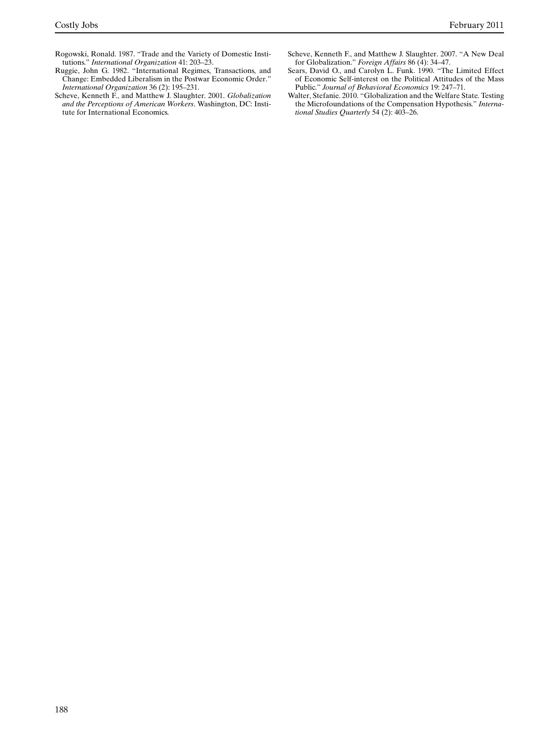Rogowski, Ronald. 1987. "Trade and the Variety of Domestic Institutions." *International Organization* 41: 203–23.

Ruggie, John G. 1982. "International Regimes, Transactions, and Change: Embedded Liberalism in the Postwar Economic Order." *International Organization* 36 (2): 195–231.

Scheve, Kenneth F., and Matthew J. Slaughter. 2001. *Globalization and the Perceptions of American Workers*. Washington, DC: Institute for International Economics.

Scheve, Kenneth F., and Matthew J. Slaughter. 2007. "A New Deal for Globalization." *Foreign Affairs* 86 (4): 34–47.

Sears, David O., and Carolyn L. Funk. 1990. "The Limited Effect of Economic Self-interest on the Political Attitudes of the Mass Public." *Journal of Behavioral Economics* 19: 247–71.

Walter, Stefanie. 2010. "Globalization and the Welfare State. Testing the Microfoundations of the Compensation Hypothesis." *International Studies Quarterly* 54 (2): 403–26.